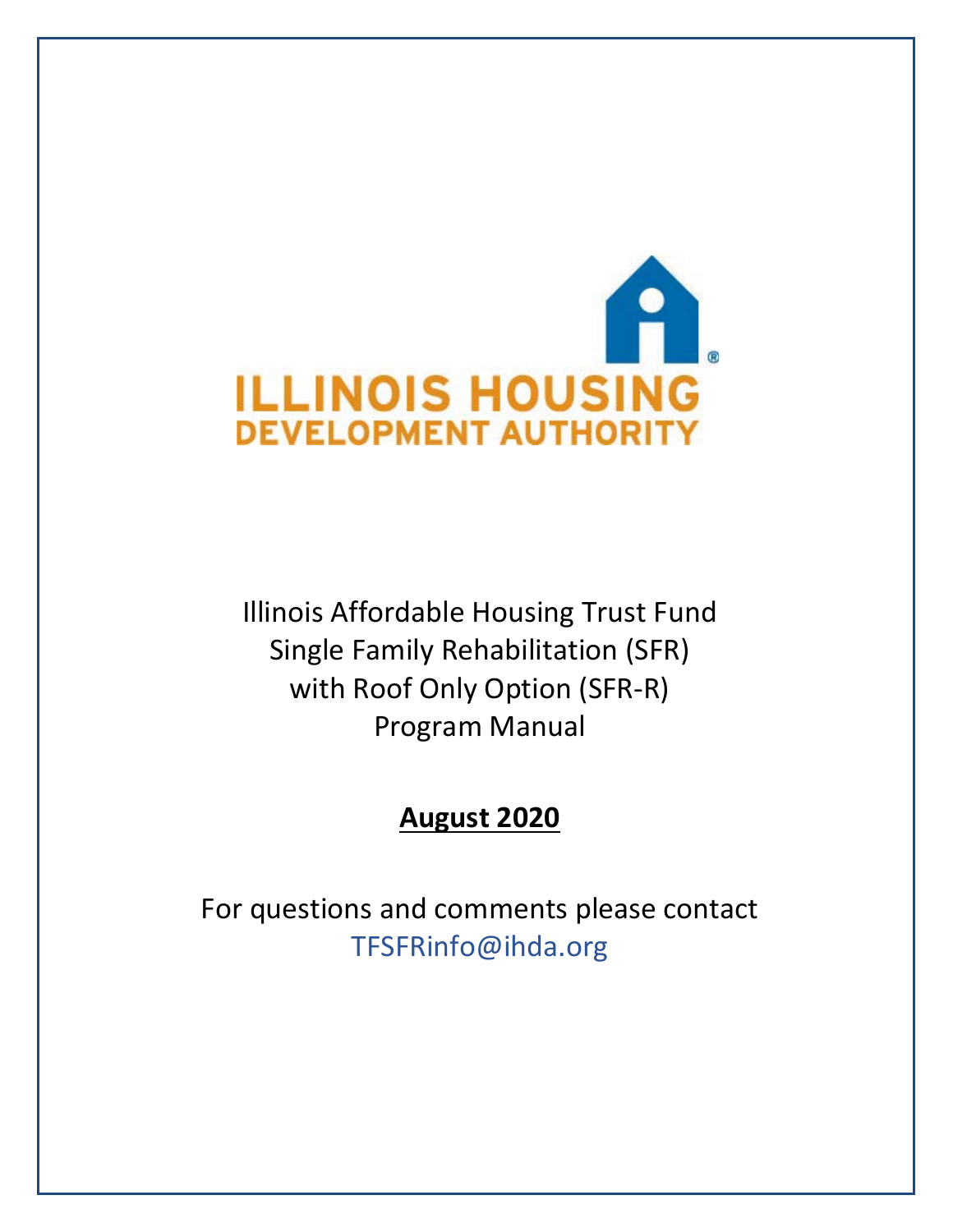ILLINOIS HOUSING DEVELOPMENT AUTHORITY

# Illinois Affordable Housing Trust Fund Single Family Rehabilitation (SFR) with Roof Only Option (SFR-R) Program Manual

**August 2020**

For questions and comments please contact
TFSFRinfo@ihda.org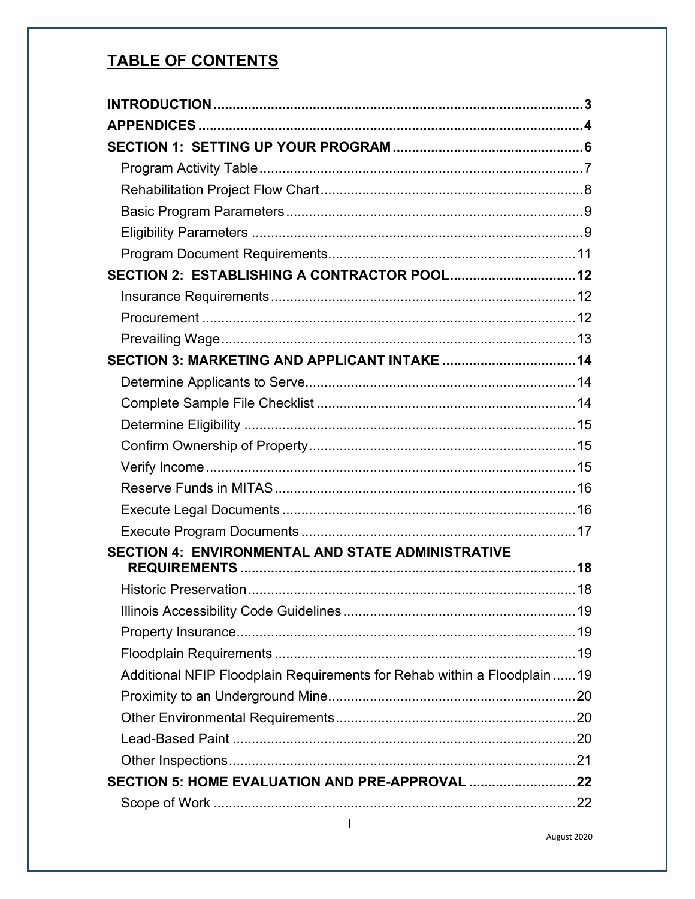# TABLE OF CONTENTS

**INTRODUCTION** ..... **3**

**APPENDICES** ..... **4**

**SECTION 1: SETTING UP YOUR PROGRAM** ..... **6**

- Program Activity Table ..... 7
- Rehabilitation Project Flow Chart ..... 8
- Basic Program Parameters ..... 9
- Eligibility Parameters ..... 9
- Program Document Requirements ..... 11

**SECTION 2: ESTABLISHING A CONTRACTOR POOL** ..... **12**

- Insurance Requirements ..... 12
- Procurement ..... 12
- Prevailing Wage ..... 13

**SECTION 3: MARKETING AND APPLICANT INTAKE** ..... **14**

- Determine Applicants to Serve ..... 14
- Complete Sample File Checklist ..... 14
- Determine Eligibility ..... 15
- Confirm Ownership of Property ..... 15
- Verify Income ..... 15
- Reserve Funds in MITAS ..... 16
- Execute Legal Documents ..... 16
- Execute Program Documents ..... 17

**SECTION 4: ENVIRONMENTAL AND STATE ADMINISTRATIVE REQUIREMENTS** ..... **18**

- Historic Preservation ..... 18
- Illinois Accessibility Code Guidelines ..... 19
- Property Insurance ..... 19
- Floodplain Requirements ..... 19
- Additional NFIP Floodplain Requirements for Rehab within a Floodplain ..... 19
- Proximity to an Underground Mine ..... 20
- Other Environmental Requirements ..... 20
- Lead-Based Paint ..... 20
- Other Inspections ..... 21

**SECTION 5: HOME EVALUATION AND PRE-APPROVAL** ..... **22**

- Scope of Work ..... 22

August 2020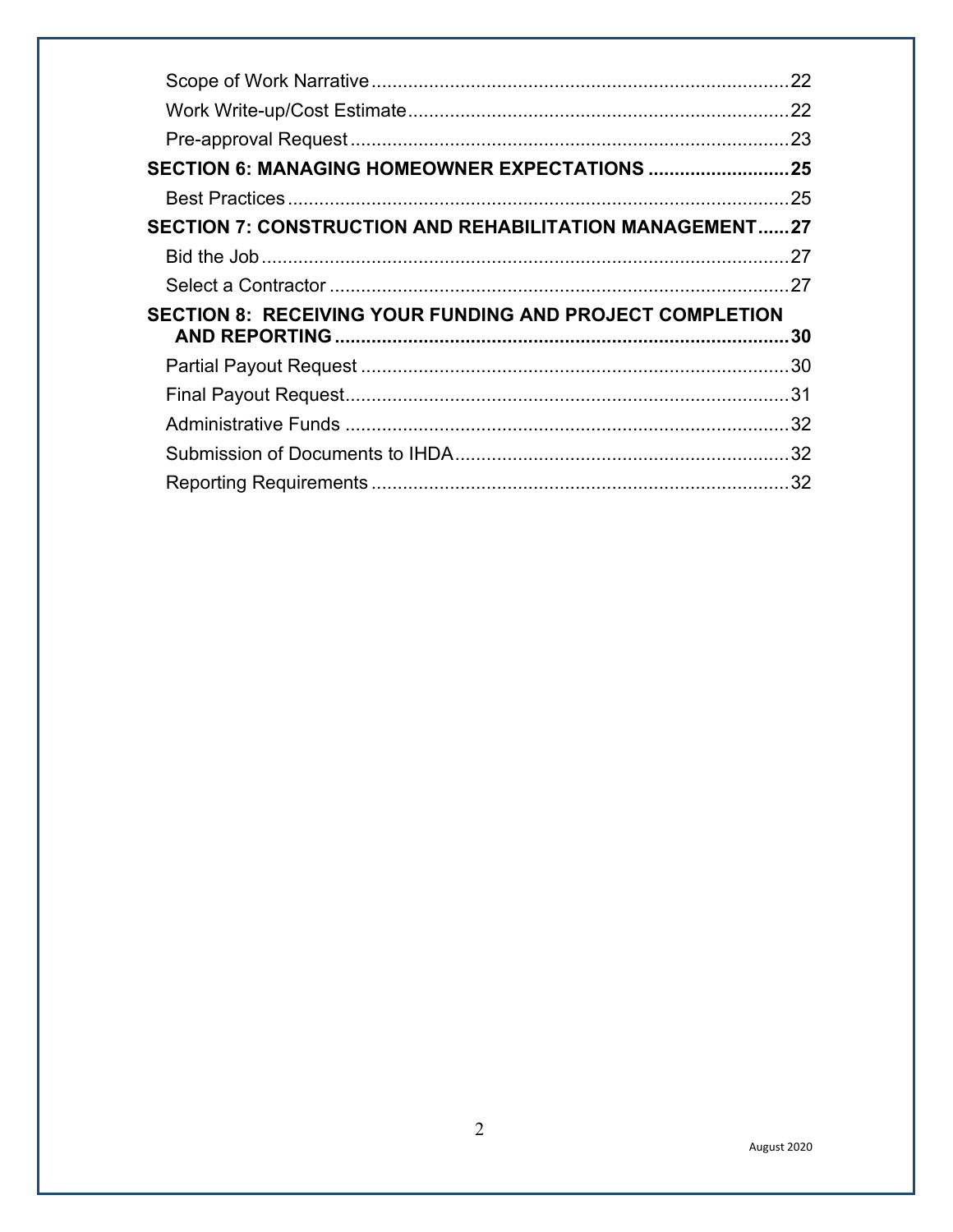Scope of Work Narrative ........................................................................ 22
Work Write-up/Cost Estimate ........................................................................ 22
Pre-approval Request ........................................................................ 23

**SECTION 6: MANAGING HOMEOWNER EXPECTATIONS ........................................ 25**

Best Practices ........................................................................ 25

**SECTION 7: CONSTRUCTION AND REHABILITATION MANAGEMENT ...... 27**

Bid the Job ........................................................................ 27
Select a Contractor ........................................................................ 27

**SECTION 8: RECEIVING YOUR FUNDING AND PROJECT COMPLETION AND REPORTING ........................................................................ 30**

Partial Payout Request ........................................................................ 30
Final Payout Request ........................................................................ 31
Administrative Funds ........................................................................ 32
Submission of Documents to IHDA ........................................................................ 32
Reporting Requirements ........................................................................ 32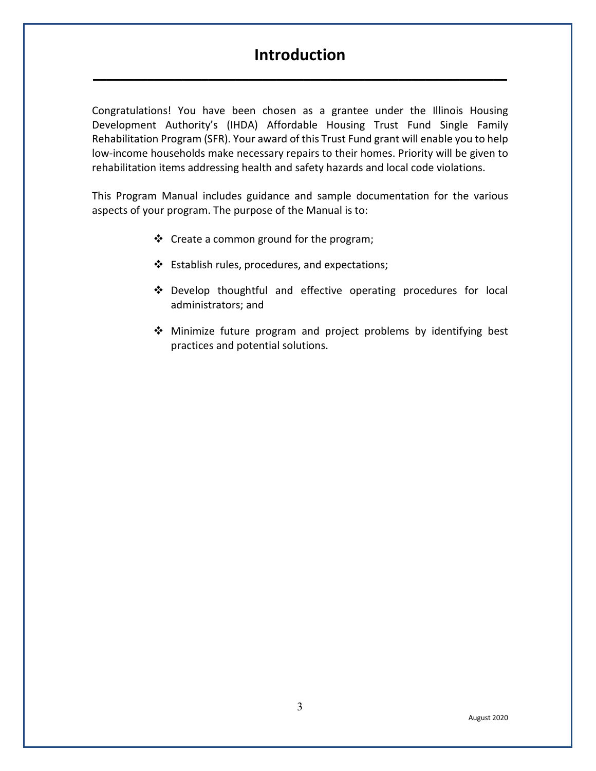# Introduction

Congratulations! You have been chosen as a grantee under the Illinois Housing Development Authority's (IHDA) Affordable Housing Trust Fund Single Family Rehabilitation Program (SFR). Your award of this Trust Fund grant will enable you to help low-income households make necessary repairs to their homes. Priority will be given to rehabilitation items addressing health and safety hazards and local code violations.

This Program Manual includes guidance and sample documentation for the various aspects of your program. The purpose of the Manual is to:

- Create a common ground for the program;
- Establish rules, procedures, and expectations;
- Develop thoughtful and effective operating procedures for local administrators; and
- Minimize future program and project problems by identifying best practices and potential solutions.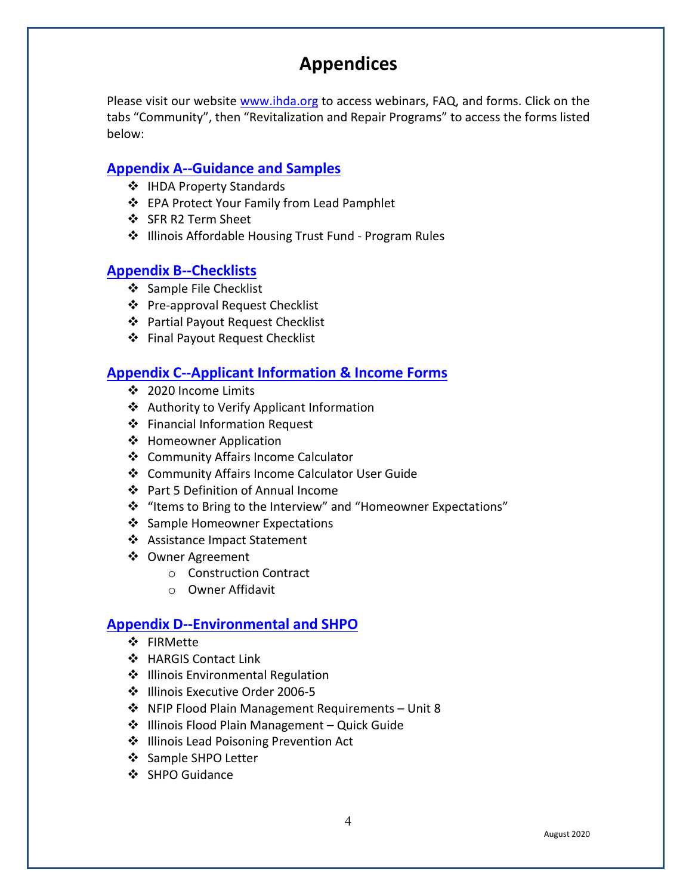# Appendices

Please visit our website [www.ihda.org](http://www.ihda.org) to access webinars, FAQ, and forms. Click on the tabs "Community", then "Revitalization and Repair Programs" to access the forms listed below:

## Appendix A--Guidance and Samples

- IHDA Property Standards
- EPA Protect Your Family from Lead Pamphlet
- SFR R2 Term Sheet
- Illinois Affordable Housing Trust Fund - Program Rules

## Appendix B--Checklists

- Sample File Checklist
- Pre-approval Request Checklist
- Partial Payout Request Checklist
- Final Payout Request Checklist

## Appendix C--Applicant Information & Income Forms

- 2020 Income Limits
- Authority to Verify Applicant Information
- Financial Information Request
- Homeowner Application
- Community Affairs Income Calculator
- Community Affairs Income Calculator User Guide
- Part 5 Definition of Annual Income
- "Items to Bring to the Interview" and "Homeowner Expectations"
- Sample Homeowner Expectations
- Assistance Impact Statement
- Owner Agreement
  - Construction Contract
  - Owner Affidavit

## Appendix D--Environmental and SHPO

- FIRMette
- HARGIS Contact Link
- Illinois Environmental Regulation
- Illinois Executive Order 2006-5
- NFIP Flood Plain Management Requirements – Unit 8
- Illinois Flood Plain Management – Quick Guide
- Illinois Lead Poisoning Prevention Act
- Sample SHPO Letter
- SHPO Guidance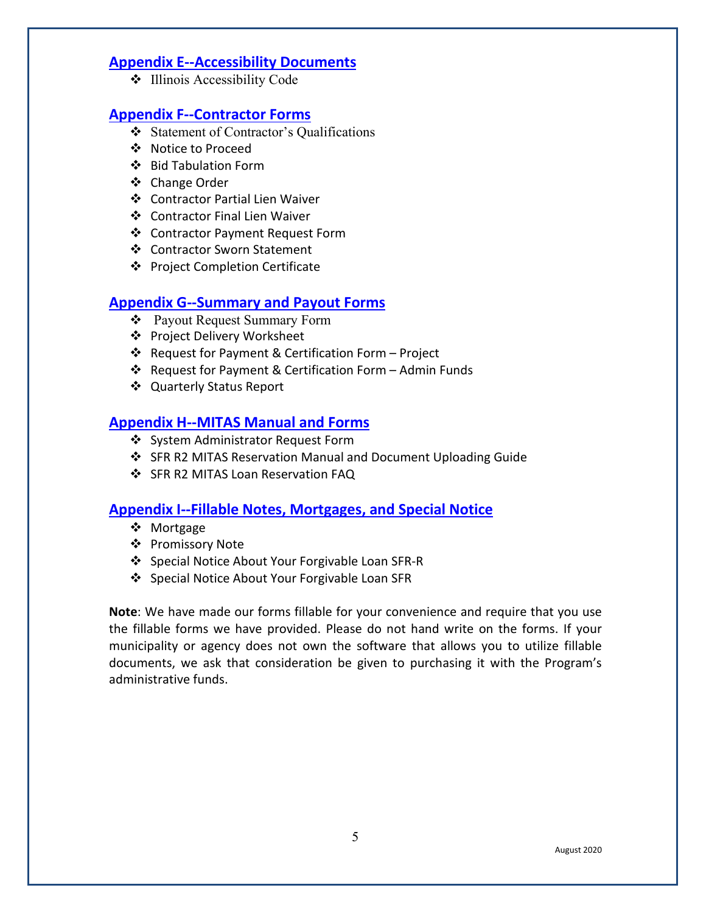## Appendix E--Accessibility Documents

- Illinois Accessibility Code

## Appendix F--Contractor Forms

- Statement of Contractor's Qualifications
- Notice to Proceed
- Bid Tabulation Form
- Change Order
- Contractor Partial Lien Waiver
- Contractor Final Lien Waiver
- Contractor Payment Request Form
- Contractor Sworn Statement
- Project Completion Certificate

## Appendix G--Summary and Payout Forms

- Payout Request Summary Form
- Project Delivery Worksheet
- Request for Payment & Certification Form – Project
- Request for Payment & Certification Form – Admin Funds
- Quarterly Status Report

## Appendix H--MITAS Manual and Forms

- System Administrator Request Form
- SFR R2 MITAS Reservation Manual and Document Uploading Guide
- SFR R2 MITAS Loan Reservation FAQ

## Appendix I--Fillable Notes, Mortgages, and Special Notice

- Mortgage
- Promissory Note
- Special Notice About Your Forgivable Loan SFR-R
- Special Notice About Your Forgivable Loan SFR

**Note**: We have made our forms fillable for your convenience and require that you use the fillable forms we have provided. Please do not hand write on the forms. If your municipality or agency does not own the software that allows you to utilize fillable documents, we ask that consideration be given to purchasing it with the Program's administrative funds.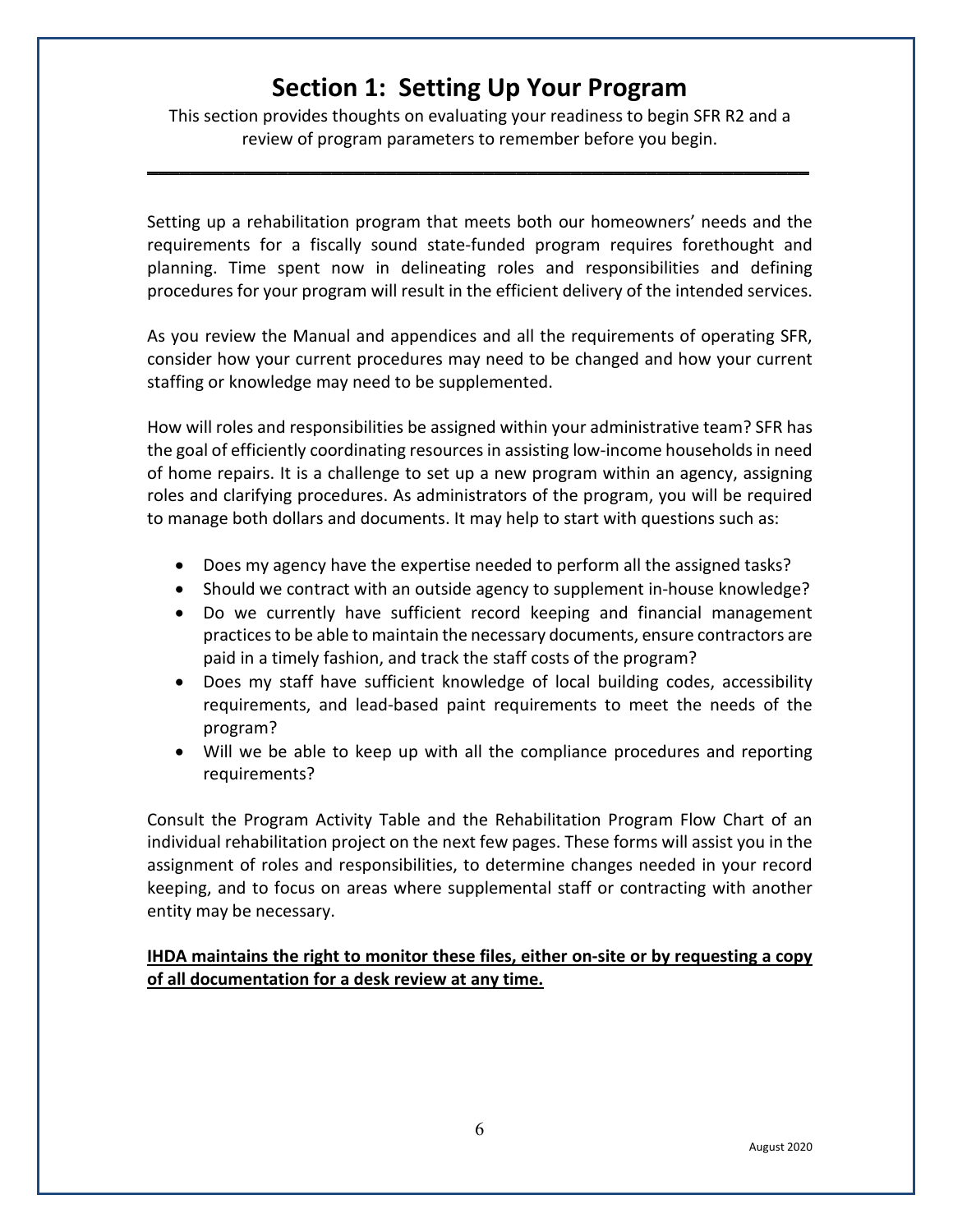# Section 1: Setting Up Your Program

This section provides thoughts on evaluating your readiness to begin SFR R2 and a review of program parameters to remember before you begin.

---

Setting up a rehabilitation program that meets both our homeowners' needs and the requirements for a fiscally sound state-funded program requires forethought and planning. Time spent now in delineating roles and responsibilities and defining procedures for your program will result in the efficient delivery of the intended services.

As you review the Manual and appendices and all the requirements of operating SFR, consider how your current procedures may need to be changed and how your current staffing or knowledge may need to be supplemented.

How will roles and responsibilities be assigned within your administrative team? SFR has the goal of efficiently coordinating resources in assisting low-income households in need of home repairs. It is a challenge to set up a new program within an agency, assigning roles and clarifying procedures. As administrators of the program, you will be required to manage both dollars and documents. It may help to start with questions such as:

- Does my agency have the expertise needed to perform all the assigned tasks?
- Should we contract with an outside agency to supplement in-house knowledge?
- Do we currently have sufficient record keeping and financial management practices to be able to maintain the necessary documents, ensure contractors are paid in a timely fashion, and track the staff costs of the program?
- Does my staff have sufficient knowledge of local building codes, accessibility requirements, and lead-based paint requirements to meet the needs of the program?
- Will we be able to keep up with all the compliance procedures and reporting requirements?

Consult the Program Activity Table and the Rehabilitation Program Flow Chart of an individual rehabilitation project on the next few pages. These forms will assist you in the assignment of roles and responsibilities, to determine changes needed in your record keeping, and to focus on areas where supplemental staff or contracting with another entity may be necessary.

**IHDA maintains the right to monitor these files, either on-site or by requesting a copy of all documentation for a desk review at any time.**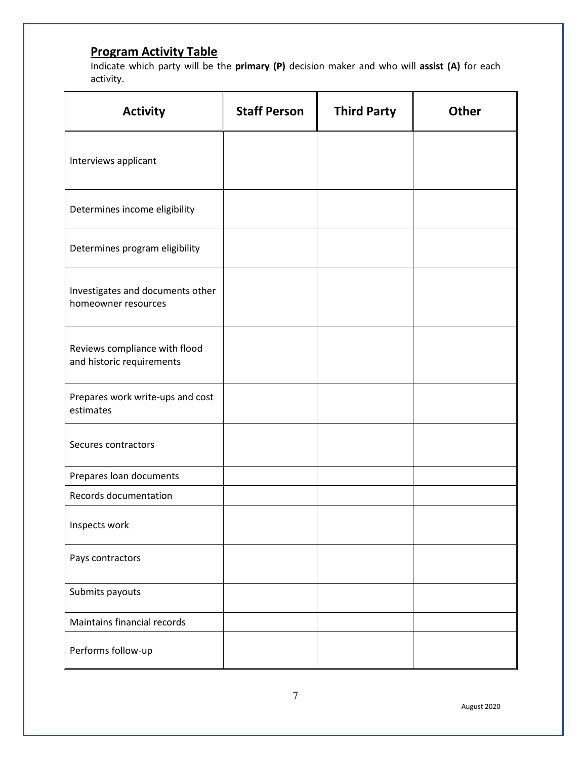## Program Activity Table

Indicate which party will be the **primary (P)** decision maker and who will **assist (A)** for each activity.

| Activity | Staff Person | Third Party | Other |
|---|---|---|---|
| Interviews applicant | | | |
| Determines income eligibility | | | |
| Determines program eligibility | | | |
| Investigates and documents other homeowner resources | | | |
| Reviews compliance with flood and historic requirements | | | |
| Prepares work write-ups and cost estimates | | | |
| Secures contractors | | | |
| Prepares loan documents | | | |
| Records documentation | | | |
| Inspects work | | | |
| Pays contractors | | | |
| Submits payouts | | | |
| Maintains financial records | | | |
| Performs follow-up | | | |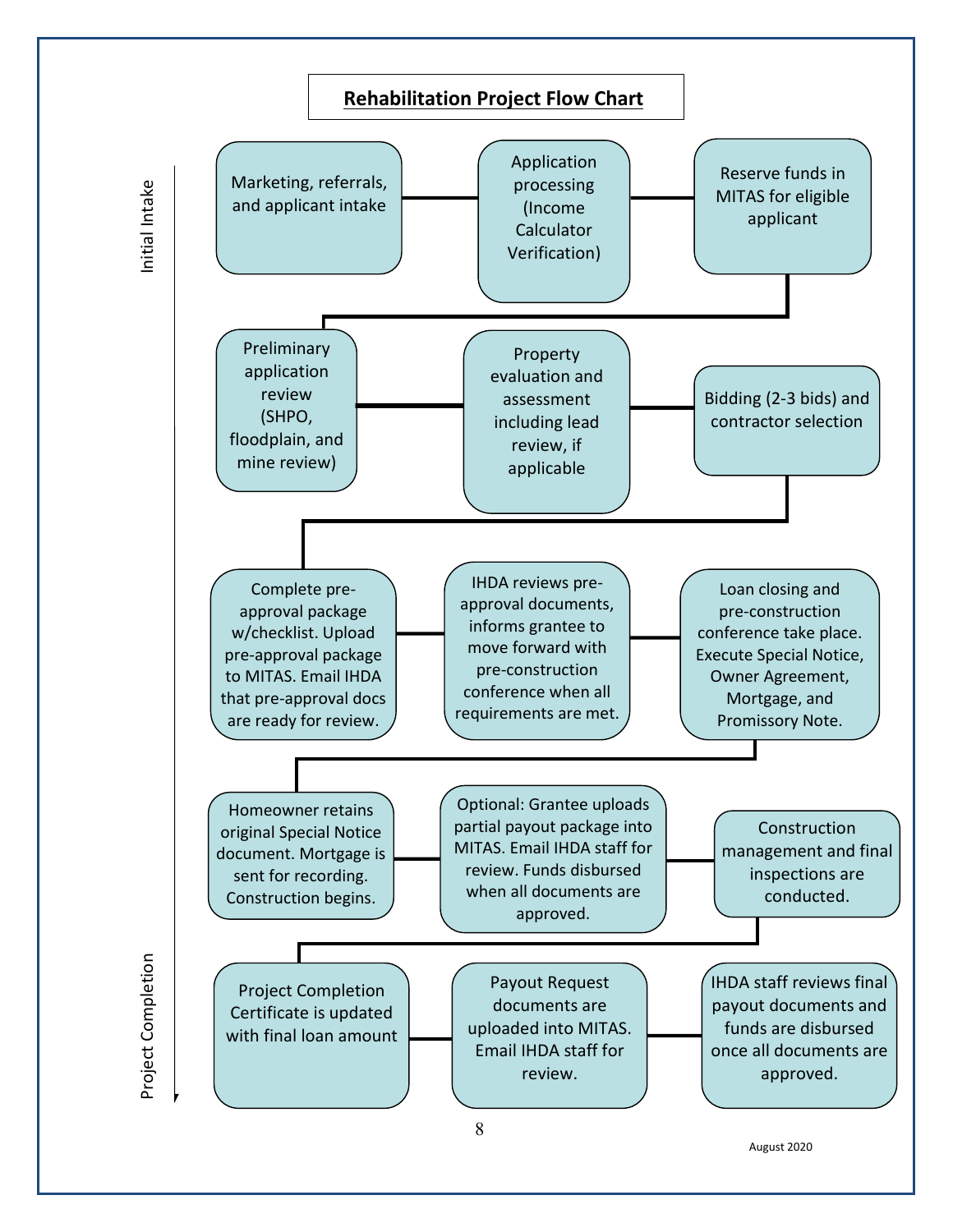# Rehabilitation Project Flow Chart

Initial Intake

1. Marketing, referrals, and applicant intake
2. Application processing (Income Calculator Verification)
3. Reserve funds in MITAS for eligible applicant
4. Preliminary application review (SHPO, floodplain, and mine review)
5. Property evaluation and assessment including lead review, if applicable
6. Bidding (2-3 bids) and contractor selection
7. Complete pre-approval package w/checklist. Upload pre-approval package to MITAS. Email IHDA that pre-approval docs are ready for review.
8. IHDA reviews pre-approval documents, informs grantee to move forward with pre-construction conference when all requirements are met.
9. Loan closing and pre-construction conference take place. Execute Special Notice, Owner Agreement, Mortgage, and Promissory Note.
10. Homeowner retains original Special Notice document. Mortgage is sent for recording. Construction begins.
11. Optional: Grantee uploads partial payout package into MITAS. Email IHDA staff for review. Funds disbursed when all documents are approved.
12. Construction management and final inspections are conducted.
13. IHDA staff reviews final payout documents and funds are disbursed once all documents are approved.
14. Payout Request documents are uploaded into MITAS. Email IHDA staff for review.
15. Project Completion Certificate is updated with final loan amount

Project Completion

August 2020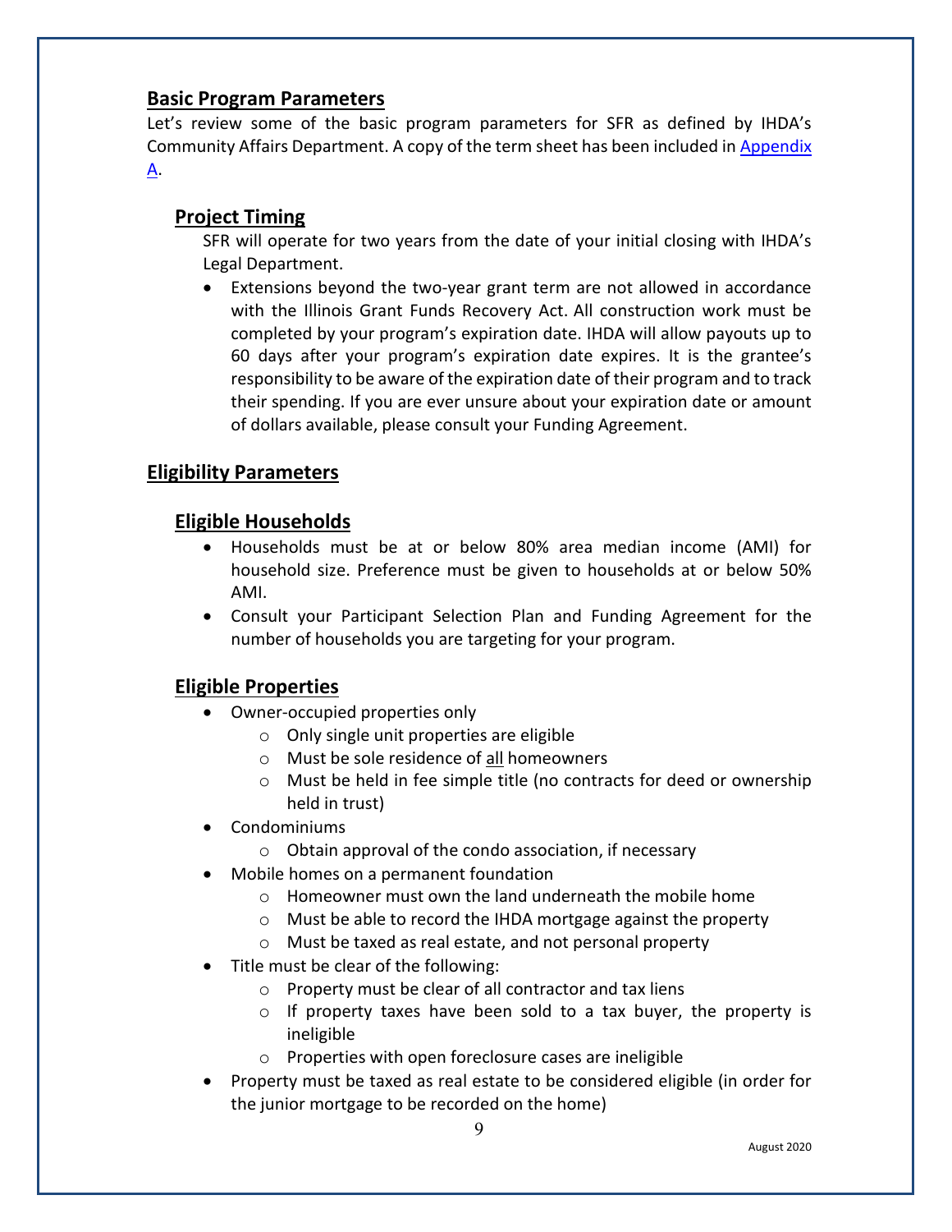## Basic Program Parameters

Let's review some of the basic program parameters for SFR as defined by IHDA's Community Affairs Department. A copy of the term sheet has been included in [Appendix A](#).

### Project Timing

SFR will operate for two years from the date of your initial closing with IHDA's Legal Department.

- Extensions beyond the two-year grant term are not allowed in accordance with the Illinois Grant Funds Recovery Act. All construction work must be completed by your program's expiration date. IHDA will allow payouts up to 60 days after your program's expiration date expires. It is the grantee's responsibility to be aware of the expiration date of their program and to track their spending. If you are ever unsure about your expiration date or amount of dollars available, please consult your Funding Agreement.

## Eligibility Parameters

### Eligible Households

- Households must be at or below 80% area median income (AMI) for household size. Preference must be given to households at or below 50% AMI.
- Consult your Participant Selection Plan and Funding Agreement for the number of households you are targeting for your program.

### Eligible Properties

- Owner-occupied properties only
  - Only single unit properties are eligible
  - Must be sole residence of <u>all</u> homeowners
  - Must be held in fee simple title (no contracts for deed or ownership held in trust)
- Condominiums
  - Obtain approval of the condo association, if necessary
- Mobile homes on a permanent foundation
  - Homeowner must own the land underneath the mobile home
  - Must be able to record the IHDA mortgage against the property
  - Must be taxed as real estate, and not personal property
- Title must be clear of the following:
  - Property must be clear of all contractor and tax liens
  - If property taxes have been sold to a tax buyer, the property is ineligible
  - Properties with open foreclosure cases are ineligible
- Property must be taxed as real estate to be considered eligible (in order for the junior mortgage to be recorded on the home)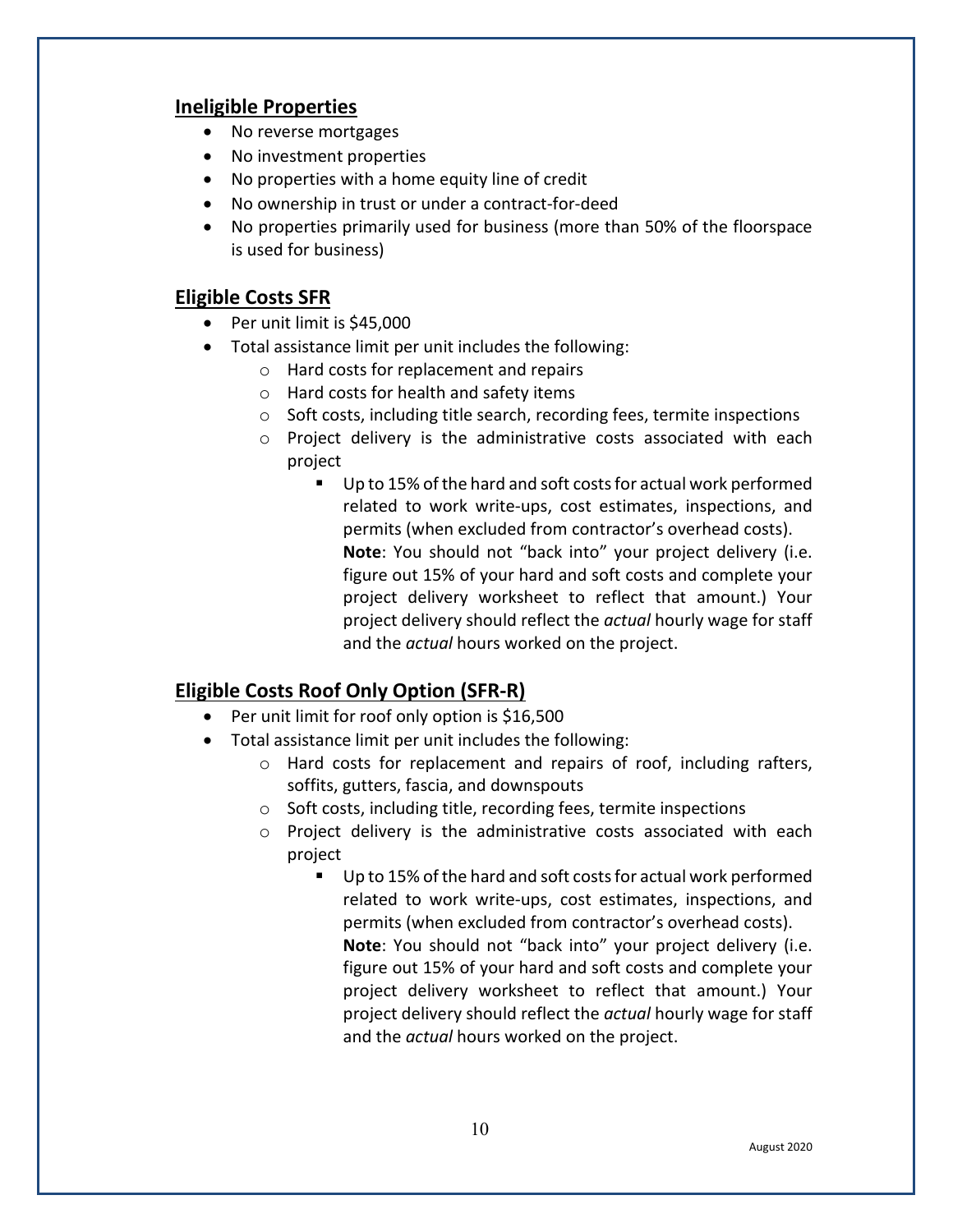## Ineligible Properties

- No reverse mortgages
- No investment properties
- No properties with a home equity line of credit
- No ownership in trust or under a contract-for-deed
- No properties primarily used for business (more than 50% of the floorspace is used for business)

## Eligible Costs SFR

- Per unit limit is $45,000
- Total assistance limit per unit includes the following:
  - Hard costs for replacement and repairs
  - Hard costs for health and safety items
  - Soft costs, including title search, recording fees, termite inspections
  - Project delivery is the administrative costs associated with each project
    - Up to 15% of the hard and soft costs for actual work performed related to work write-ups, cost estimates, inspections, and permits (when excluded from contractor's overhead costs).
      **Note**: You should not "back into" your project delivery (i.e. figure out 15% of your hard and soft costs and complete your project delivery worksheet to reflect that amount.) Your project delivery should reflect the *actual* hourly wage for staff and the *actual* hours worked on the project.

## Eligible Costs Roof Only Option (SFR-R)

- Per unit limit for roof only option is $16,500
- Total assistance limit per unit includes the following:
  - Hard costs for replacement and repairs of roof, including rafters, soffits, gutters, fascia, and downspouts
  - Soft costs, including title, recording fees, termite inspections
  - Project delivery is the administrative costs associated with each project
    - Up to 15% of the hard and soft costs for actual work performed related to work write-ups, cost estimates, inspections, and permits (when excluded from contractor's overhead costs).
      **Note**: You should not "back into" your project delivery (i.e. figure out 15% of your hard and soft costs and complete your project delivery worksheet to reflect that amount.) Your project delivery should reflect the *actual* hourly wage for staff and the *actual* hours worked on the project.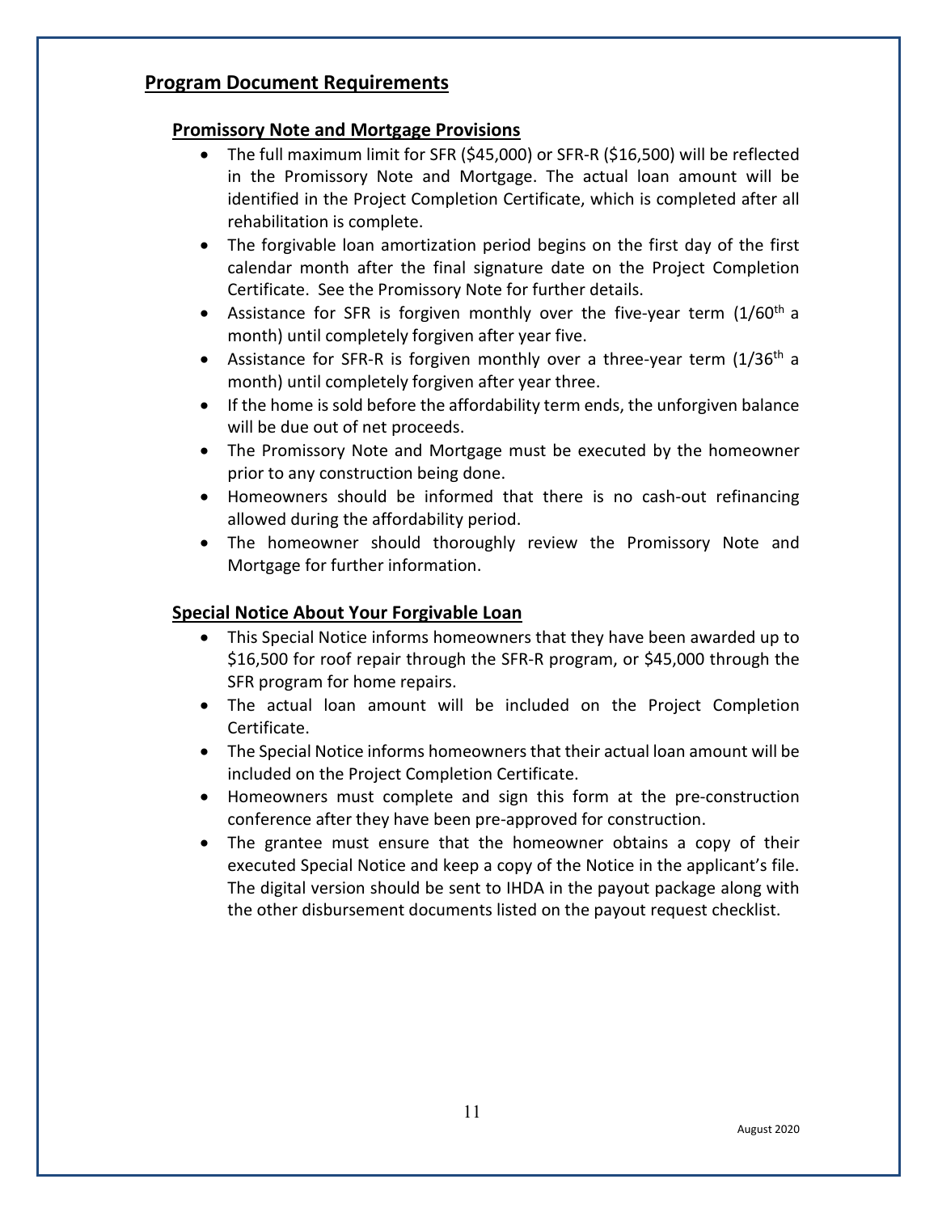## Program Document Requirements

### Promissory Note and Mortgage Provisions

- The full maximum limit for SFR ($45,000) or SFR-R ($16,500) will be reflected in the Promissory Note and Mortgage. The actual loan amount will be identified in the Project Completion Certificate, which is completed after all rehabilitation is complete.
- The forgivable loan amortization period begins on the first day of the first calendar month after the final signature date on the Project Completion Certificate. See the Promissory Note for further details.
- Assistance for SFR is forgiven monthly over the five-year term (1/60th a month) until completely forgiven after year five.
- Assistance for SFR-R is forgiven monthly over a three-year term (1/36th a month) until completely forgiven after year three.
- If the home is sold before the affordability term ends, the unforgiven balance will be due out of net proceeds.
- The Promissory Note and Mortgage must be executed by the homeowner prior to any construction being done.
- Homeowners should be informed that there is no cash-out refinancing allowed during the affordability period.
- The homeowner should thoroughly review the Promissory Note and Mortgage for further information.

### Special Notice About Your Forgivable Loan

- This Special Notice informs homeowners that they have been awarded up to $16,500 for roof repair through the SFR-R program, or $45,000 through the SFR program for home repairs.
- The actual loan amount will be included on the Project Completion Certificate.
- The Special Notice informs homeowners that their actual loan amount will be included on the Project Completion Certificate.
- Homeowners must complete and sign this form at the pre-construction conference after they have been pre-approved for construction.
- The grantee must ensure that the homeowner obtains a copy of their executed Special Notice and keep a copy of the Notice in the applicant's file. The digital version should be sent to IHDA in the payout package along with the other disbursement documents listed on the payout request checklist.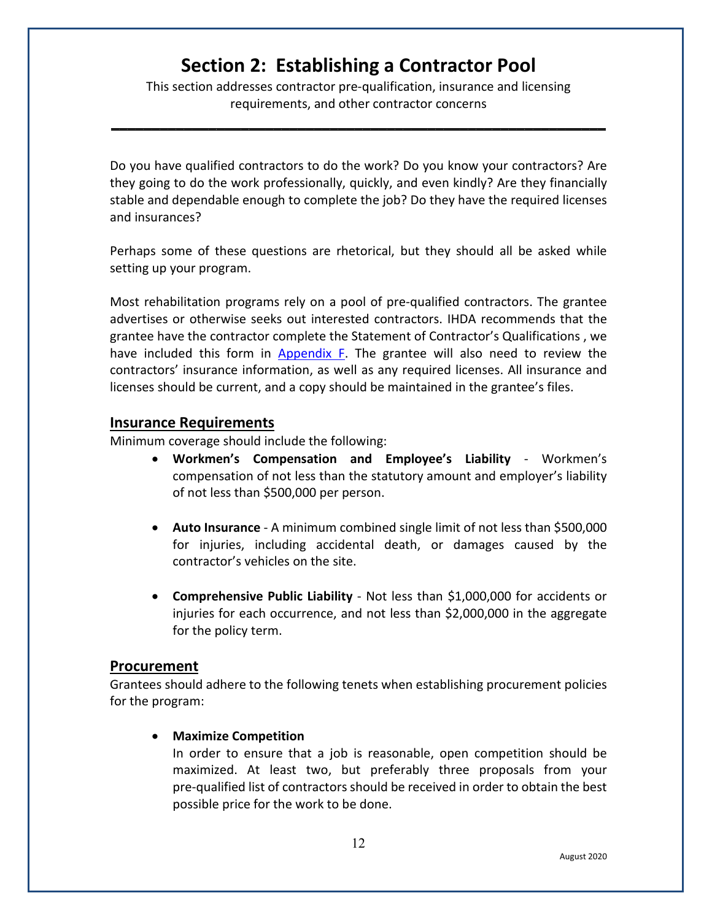# Section 2: Establishing a Contractor Pool

This section addresses contractor pre-qualification, insurance and licensing requirements, and other contractor concerns

---

Do you have qualified contractors to do the work? Do you know your contractors? Are they going to do the work professionally, quickly, and even kindly? Are they financially stable and dependable enough to complete the job? Do they have the required licenses and insurances?

Perhaps some of these questions are rhetorical, but they should all be asked while setting up your program.

Most rehabilitation programs rely on a pool of pre-qualified contractors. The grantee advertises or otherwise seeks out interested contractors. IHDA recommends that the grantee have the contractor complete the Statement of Contractor's Qualifications , we have included this form in Appendix F. The grantee will also need to review the contractors' insurance information, as well as any required licenses. All insurance and licenses should be current, and a copy should be maintained in the grantee's files.

## Insurance Requirements

Minimum coverage should include the following:

- **Workmen's Compensation and Employee's Liability** - Workmen's compensation of not less than the statutory amount and employer's liability of not less than $500,000 per person.

- **Auto Insurance** - A minimum combined single limit of not less than $500,000 for injuries, including accidental death, or damages caused by the contractor's vehicles on the site.

- **Comprehensive Public Liability** - Not less than $1,000,000 for accidents or injuries for each occurrence, and not less than $2,000,000 in the aggregate for the policy term.

## Procurement

Grantees should adhere to the following tenets when establishing procurement policies for the program:

- **Maximize Competition**
  In order to ensure that a job is reasonable, open competition should be maximized. At least two, but preferably three proposals from your pre-qualified list of contractors should be received in order to obtain the best possible price for the work to be done.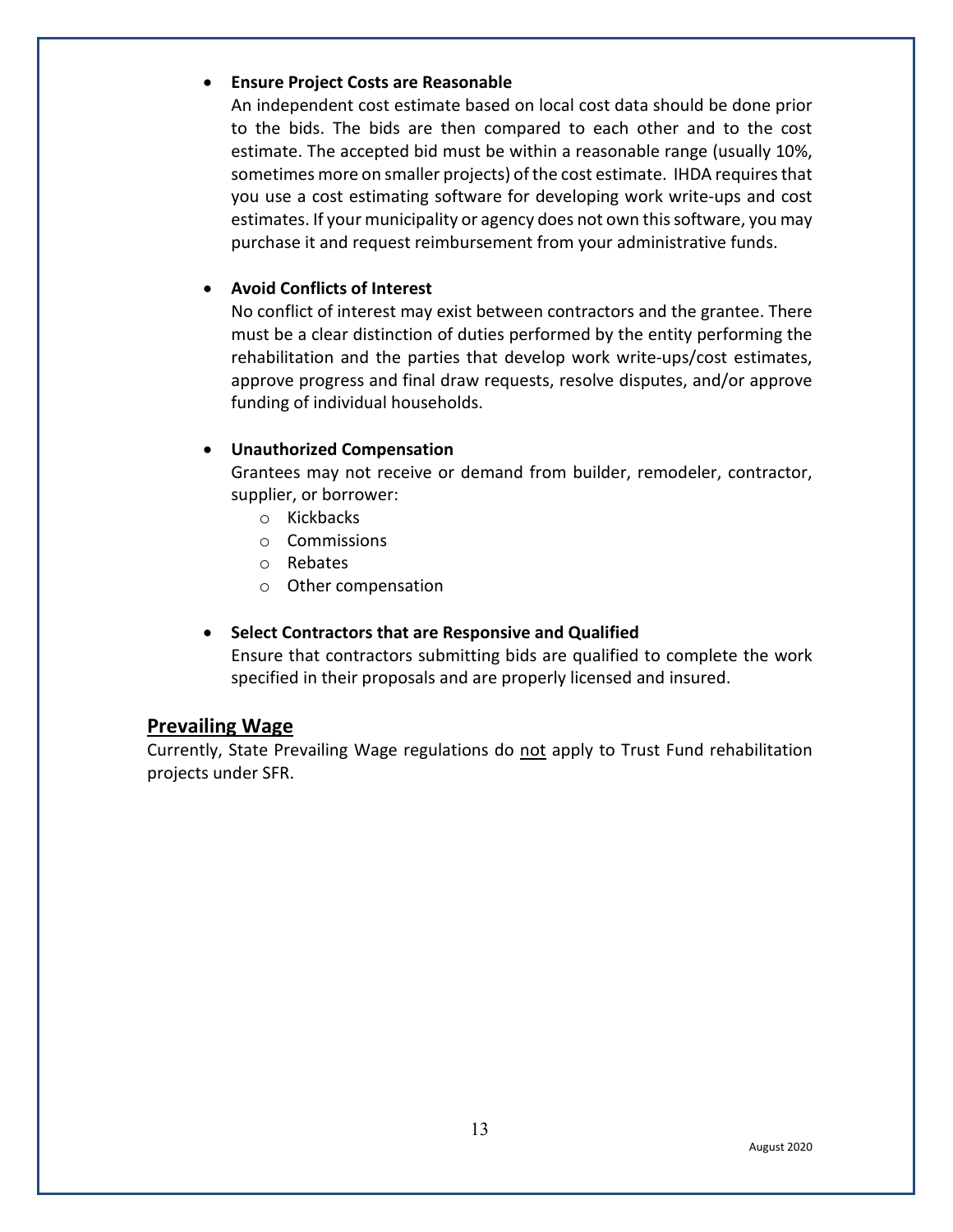- **Ensure Project Costs are Reasonable**
  An independent cost estimate based on local cost data should be done prior to the bids. The bids are then compared to each other and to the cost estimate. The accepted bid must be within a reasonable range (usually 10%, sometimes more on smaller projects) of the cost estimate. IHDA requires that you use a cost estimating software for developing work write-ups and cost estimates. If your municipality or agency does not own this software, you may purchase it and request reimbursement from your administrative funds.

- **Avoid Conflicts of Interest**
  No conflict of interest may exist between contractors and the grantee. There must be a clear distinction of duties performed by the entity performing the rehabilitation and the parties that develop work write-ups/cost estimates, approve progress and final draw requests, resolve disputes, and/or approve funding of individual households.

- **Unauthorized Compensation**
  Grantees may not receive or demand from builder, remodeler, contractor, supplier, or borrower:
  - Kickbacks
  - Commissions
  - Rebates
  - Other compensation

- **Select Contractors that are Responsive and Qualified**
  Ensure that contractors submitting bids are qualified to complete the work specified in their proposals and are properly licensed and insured.

## Prevailing Wage

Currently, State Prevailing Wage regulations do <u>not</u> apply to Trust Fund rehabilitation projects under SFR.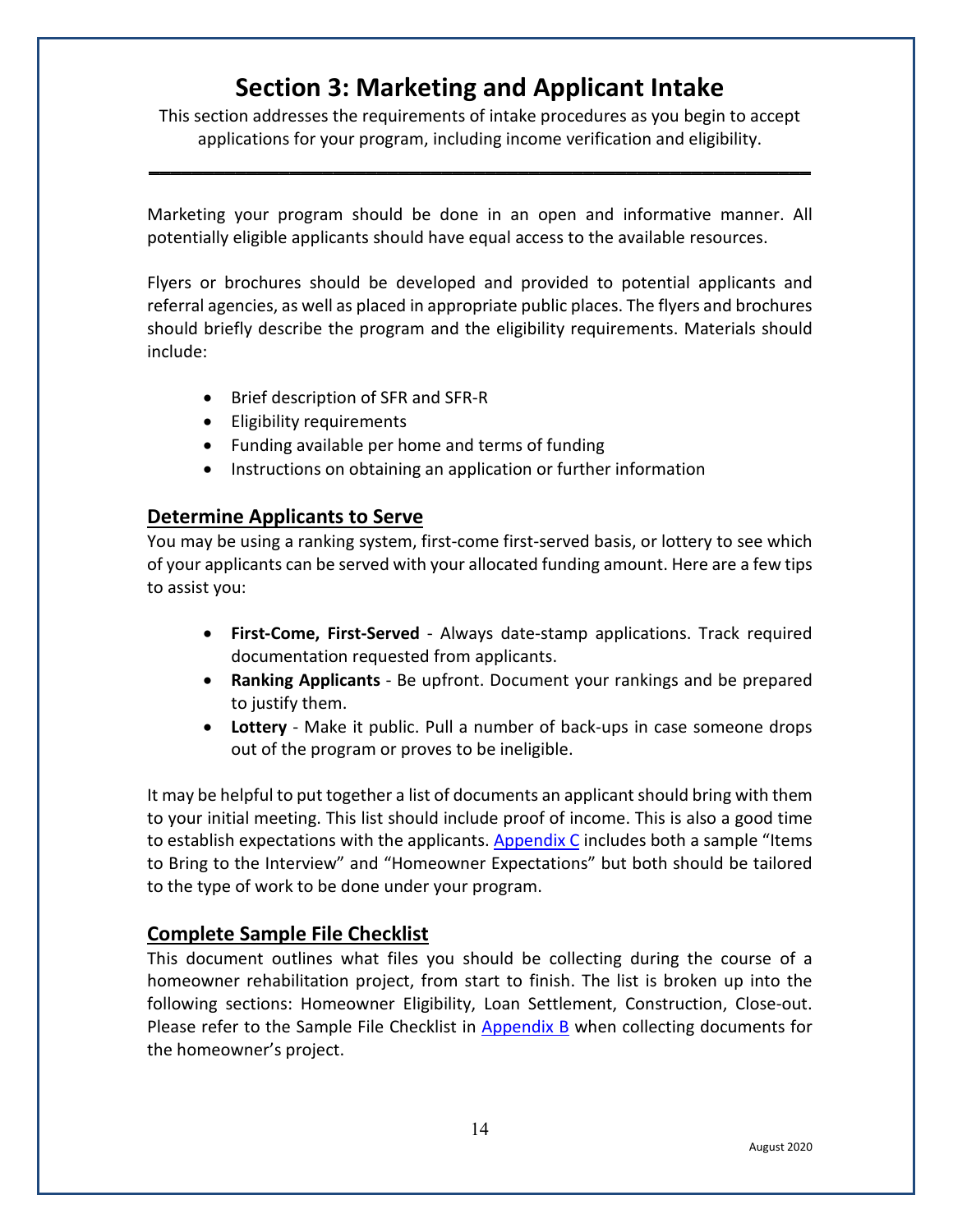# Section 3: Marketing and Applicant Intake

This section addresses the requirements of intake procedures as you begin to accept applications for your program, including income verification and eligibility.

---

Marketing your program should be done in an open and informative manner. All potentially eligible applicants should have equal access to the available resources.

Flyers or brochures should be developed and provided to potential applicants and referral agencies, as well as placed in appropriate public places. The flyers and brochures should briefly describe the program and the eligibility requirements. Materials should include:

- Brief description of SFR and SFR-R
- Eligibility requirements
- Funding available per home and terms of funding
- Instructions on obtaining an application or further information

## Determine Applicants to Serve

You may be using a ranking system, first-come first-served basis, or lottery to see which of your applicants can be served with your allocated funding amount. Here are a few tips to assist you:

- **First-Come, First-Served** - Always date-stamp applications. Track required documentation requested from applicants.
- **Ranking Applicants** - Be upfront. Document your rankings and be prepared to justify them.
- **Lottery** - Make it public. Pull a number of back-ups in case someone drops out of the program or proves to be ineligible.

It may be helpful to put together a list of documents an applicant should bring with them to your initial meeting. This list should include proof of income. This is also a good time to establish expectations with the applicants. Appendix C includes both a sample "Items to Bring to the Interview" and "Homeowner Expectations" but both should be tailored to the type of work to be done under your program.

## Complete Sample File Checklist

This document outlines what files you should be collecting during the course of a homeowner rehabilitation project, from start to finish. The list is broken up into the following sections: Homeowner Eligibility, Loan Settlement, Construction, Close-out. Please refer to the Sample File Checklist in Appendix B when collecting documents for the homeowner's project.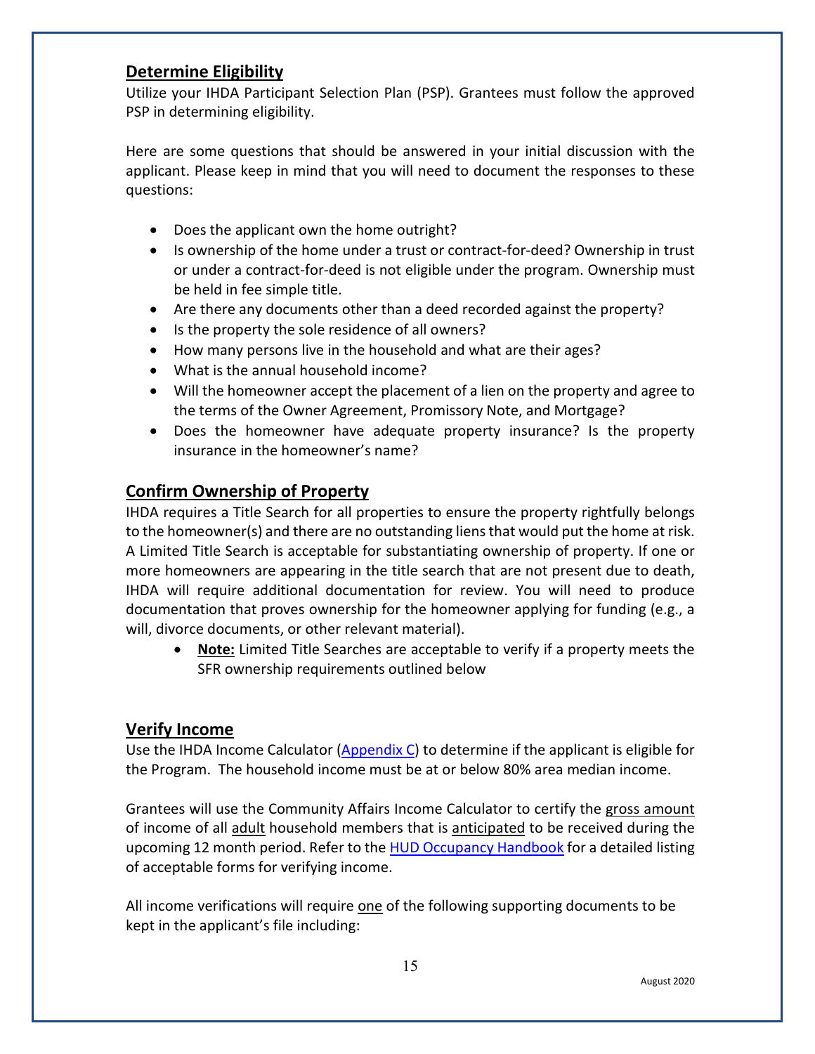## Determine Eligibility

Utilize your IHDA Participant Selection Plan (PSP). Grantees must follow the approved PSP in determining eligibility.

Here are some questions that should be answered in your initial discussion with the applicant. Please keep in mind that you will need to document the responses to these questions:

- Does the applicant own the home outright?
- Is ownership of the home under a trust or contract-for-deed? Ownership in trust or under a contract-for-deed is not eligible under the program. Ownership must be held in fee simple title.
- Are there any documents other than a deed recorded against the property?
- Is the property the sole residence of all owners?
- How many persons live in the household and what are their ages?
- What is the annual household income?
- Will the homeowner accept the placement of a lien on the property and agree to the terms of the Owner Agreement, Promissory Note, and Mortgage?
- Does the homeowner have adequate property insurance? Is the property insurance in the homeowner's name?

## Confirm Ownership of Property

IHDA requires a Title Search for all properties to ensure the property rightfully belongs to the homeowner(s) and there are no outstanding liens that would put the home at risk. A Limited Title Search is acceptable for substantiating ownership of property. If one or more homeowners are appearing in the title search that are not present due to death, IHDA will require additional documentation for review. You will need to produce documentation that proves ownership for the homeowner applying for funding (e.g., a will, divorce documents, or other relevant material).

- **Note:** Limited Title Searches are acceptable to verify if a property meets the SFR ownership requirements outlined below

## Verify Income

Use the IHDA Income Calculator (Appendix C) to determine if the applicant is eligible for the Program. The household income must be at or below 80% area median income.

Grantees will use the Community Affairs Income Calculator to certify the gross amount of income of all adult household members that is anticipated to be received during the upcoming 12 month period. Refer to the HUD Occupancy Handbook for a detailed listing of acceptable forms for verifying income.

All income verifications will require one of the following supporting documents to be kept in the applicant's file including: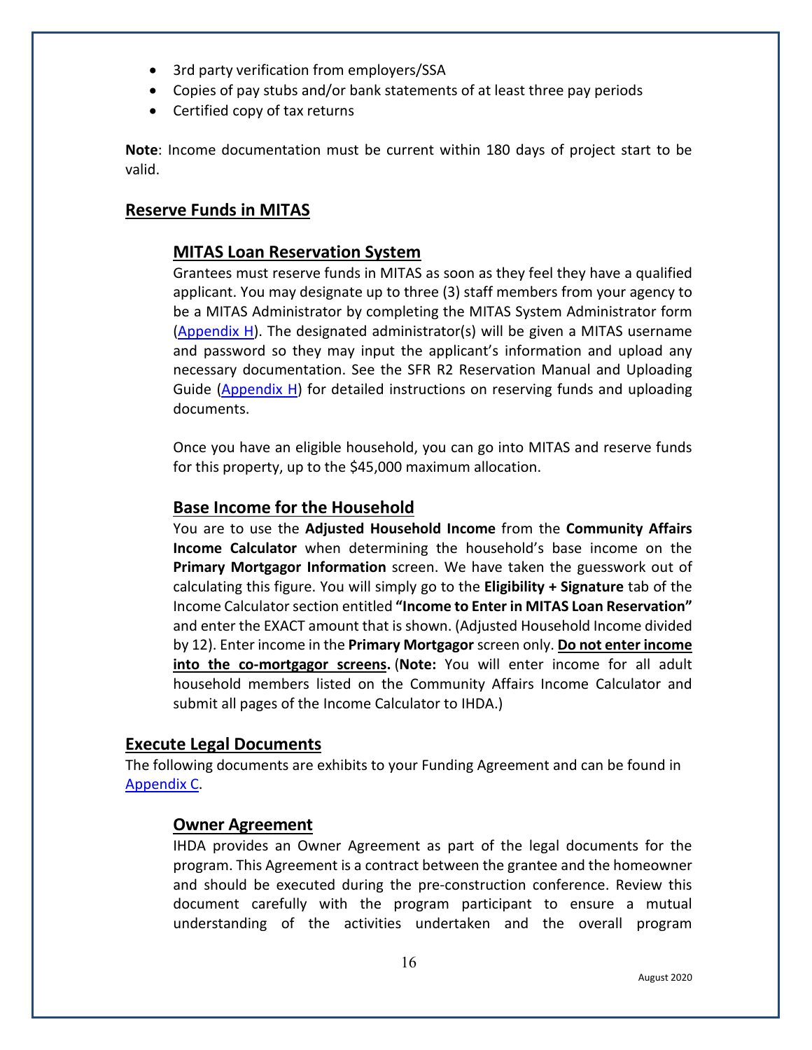- 3rd party verification from employers/SSA
- Copies of pay stubs and/or bank statements of at least three pay periods
- Certified copy of tax returns

**Note**: Income documentation must be current within 180 days of project start to be valid.

## Reserve Funds in MITAS

### MITAS Loan Reservation System

Grantees must reserve funds in MITAS as soon as they feel they have a qualified applicant. You may designate up to three (3) staff members from your agency to be a MITAS Administrator by completing the MITAS System Administrator form (Appendix H). The designated administrator(s) will be given a MITAS username and password so they may input the applicant's information and upload any necessary documentation. See the SFR R2 Reservation Manual and Uploading Guide (Appendix H) for detailed instructions on reserving funds and uploading documents.

Once you have an eligible household, you can go into MITAS and reserve funds for this property, up to the $45,000 maximum allocation.

### Base Income for the Household

You are to use the **Adjusted Household Income** from the **Community Affairs Income Calculator** when determining the household's base income on the **Primary Mortgagor Information** screen. We have taken the guesswork out of calculating this figure. You will simply go to the **Eligibility + Signature** tab of the Income Calculator section entitled **"Income to Enter in MITAS Loan Reservation"** and enter the EXACT amount that is shown. (Adjusted Household Income divided by 12). Enter income in the **Primary Mortgagor** screen only. **Do not enter income into the co-mortgagor screens.** (**Note:** You will enter income for all adult household members listed on the Community Affairs Income Calculator and submit all pages of the Income Calculator to IHDA.)

## Execute Legal Documents

The following documents are exhibits to your Funding Agreement and can be found in Appendix C.

### Owner Agreement

IHDA provides an Owner Agreement as part of the legal documents for the program. This Agreement is a contract between the grantee and the homeowner and should be executed during the pre-construction conference. Review this document carefully with the program participant to ensure a mutual understanding of the activities undertaken and the overall program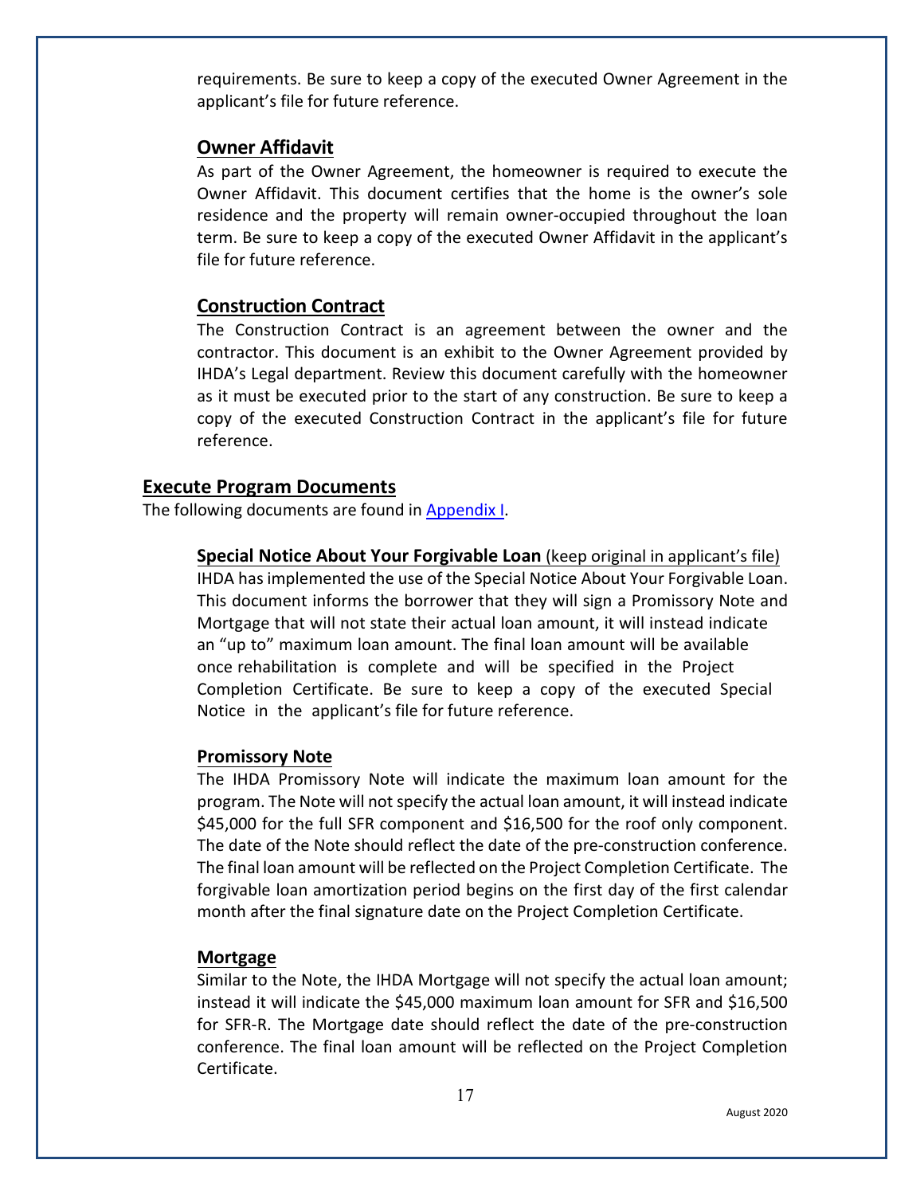requirements. Be sure to keep a copy of the executed Owner Agreement in the applicant's file for future reference.

### Owner Affidavit

As part of the Owner Agreement, the homeowner is required to execute the Owner Affidavit. This document certifies that the home is the owner's sole residence and the property will remain owner-occupied throughout the loan term. Be sure to keep a copy of the executed Owner Affidavit in the applicant's file for future reference.

### Construction Contract

The Construction Contract is an agreement between the owner and the contractor. This document is an exhibit to the Owner Agreement provided by IHDA's Legal department. Review this document carefully with the homeowner as it must be executed prior to the start of any construction. Be sure to keep a copy of the executed Construction Contract in the applicant's file for future reference.

## Execute Program Documents

The following documents are found in Appendix I.

### Special Notice About Your Forgivable Loan (keep original in applicant's file)

IHDA has implemented the use of the Special Notice About Your Forgivable Loan. This document informs the borrower that they will sign a Promissory Note and Mortgage that will not state their actual loan amount, it will instead indicate an "up to" maximum loan amount. The final loan amount will be available once rehabilitation is complete and will be specified in the Project Completion Certificate. Be sure to keep a copy of the executed Special Notice in the applicant's file for future reference.

### Promissory Note

The IHDA Promissory Note will indicate the maximum loan amount for the program. The Note will not specify the actual loan amount, it will instead indicate $45,000 for the full SFR component and $16,500 for the roof only component. The date of the Note should reflect the date of the pre-construction conference. The final loan amount will be reflected on the Project Completion Certificate. The forgivable loan amortization period begins on the first day of the first calendar month after the final signature date on the Project Completion Certificate.

### Mortgage

Similar to the Note, the IHDA Mortgage will not specify the actual loan amount; instead it will indicate the $45,000 maximum loan amount for SFR and $16,500 for SFR-R. The Mortgage date should reflect the date of the pre-construction conference. The final loan amount will be reflected on the Project Completion Certificate.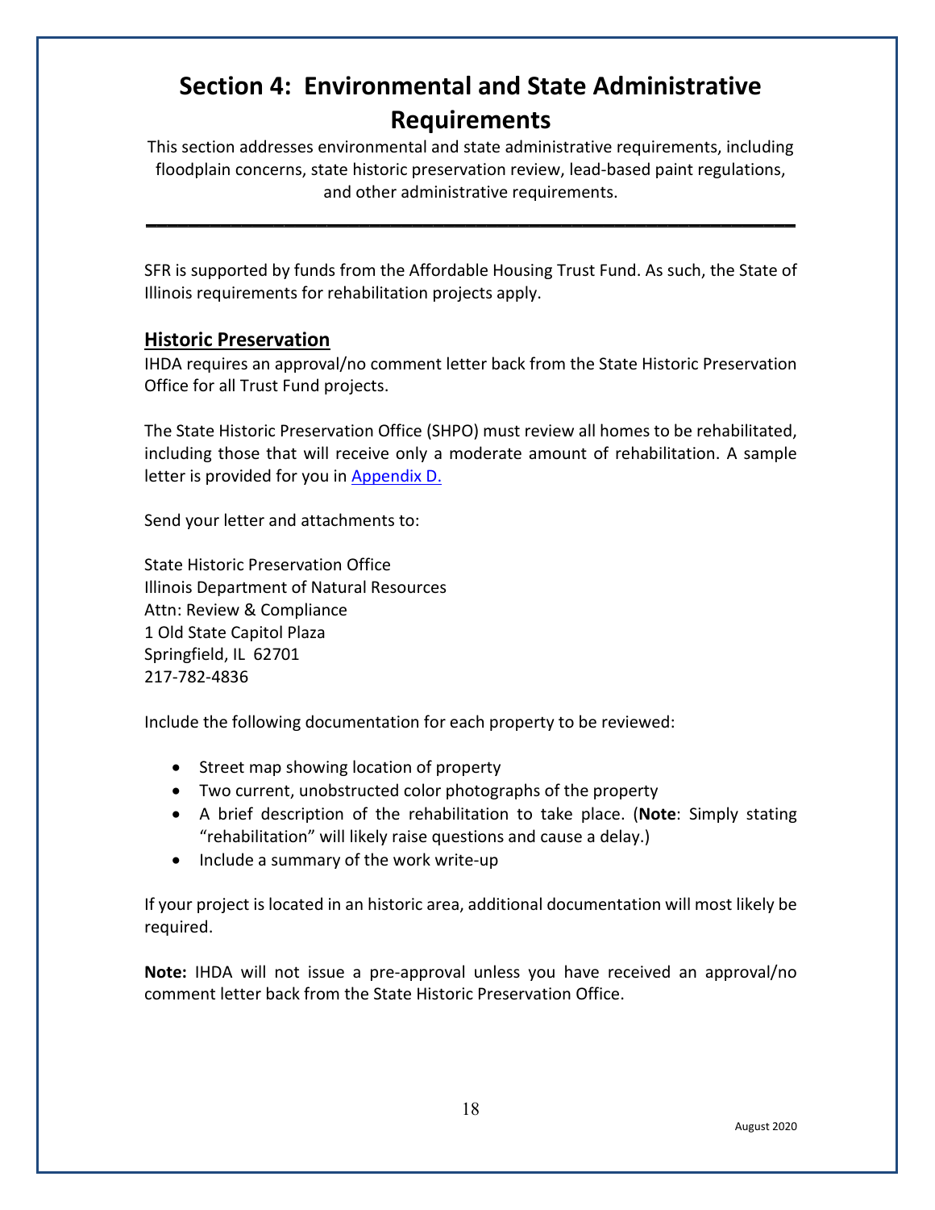# Section 4: Environmental and State Administrative Requirements

This section addresses environmental and state administrative requirements, including floodplain concerns, state historic preservation review, lead-based paint regulations, and other administrative requirements.

---

SFR is supported by funds from the Affordable Housing Trust Fund. As such, the State of Illinois requirements for rehabilitation projects apply.

## Historic Preservation

IHDA requires an approval/no comment letter back from the State Historic Preservation Office for all Trust Fund projects.

The State Historic Preservation Office (SHPO) must review all homes to be rehabilitated, including those that will receive only a moderate amount of rehabilitation. A sample letter is provided for you in Appendix D.

Send your letter and attachments to:

State Historic Preservation Office
Illinois Department of Natural Resources
Attn: Review & Compliance
1 Old State Capitol Plaza
Springfield, IL 62701
217-782-4836

Include the following documentation for each property to be reviewed:

- Street map showing location of property
- Two current, unobstructed color photographs of the property
- A brief description of the rehabilitation to take place. (**Note**: Simply stating "rehabilitation" will likely raise questions and cause a delay.)
- Include a summary of the work write-up

If your project is located in an historic area, additional documentation will most likely be required.

**Note:** IHDA will not issue a pre-approval unless you have received an approval/no comment letter back from the State Historic Preservation Office.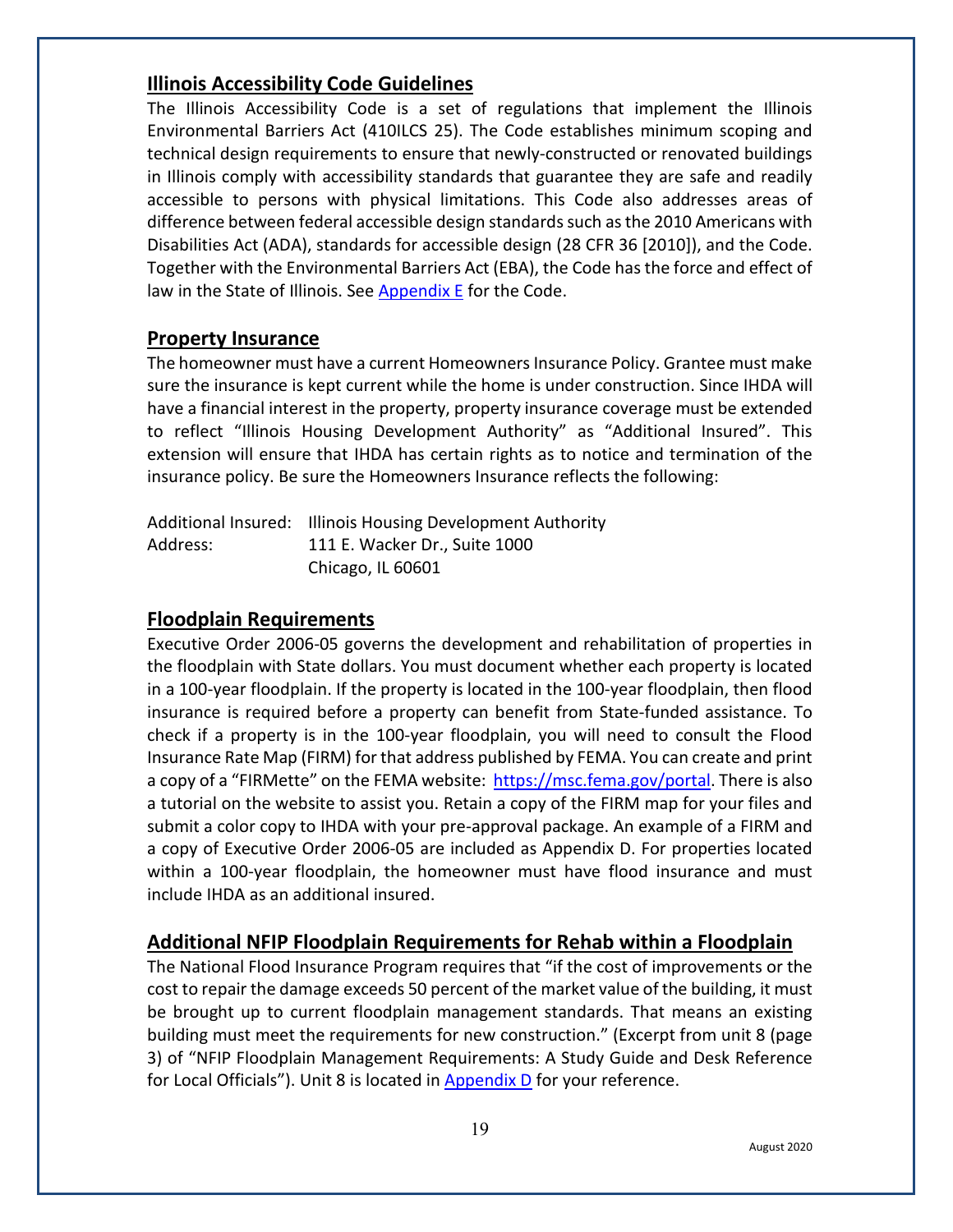## Illinois Accessibility Code Guidelines

The Illinois Accessibility Code is a set of regulations that implement the Illinois Environmental Barriers Act (410ILCS 25). The Code establishes minimum scoping and technical design requirements to ensure that newly-constructed or renovated buildings in Illinois comply with accessibility standards that guarantee they are safe and readily accessible to persons with physical limitations. This Code also addresses areas of difference between federal accessible design standards such as the 2010 Americans with Disabilities Act (ADA), standards for accessible design (28 CFR 36 [2010]), and the Code. Together with the Environmental Barriers Act (EBA), the Code has the force and effect of law in the State of Illinois. See [Appendix E](#) for the Code.

## Property Insurance

The homeowner must have a current Homeowners Insurance Policy. Grantee must make sure the insurance is kept current while the home is under construction. Since IHDA will have a financial interest in the property, property insurance coverage must be extended to reflect "Illinois Housing Development Authority" as "Additional Insured". This extension will ensure that IHDA has certain rights as to notice and termination of the insurance policy. Be sure the Homeowners Insurance reflects the following:

Additional Insured: Illinois Housing Development Authority
Address: 111 E. Wacker Dr., Suite 1000
Chicago, IL 60601

## Floodplain Requirements

Executive Order 2006-05 governs the development and rehabilitation of properties in the floodplain with State dollars. You must document whether each property is located in a 100-year floodplain. If the property is located in the 100-year floodplain, then flood insurance is required before a property can benefit from State-funded assistance. To check if a property is in the 100-year floodplain, you will need to consult the Flood Insurance Rate Map (FIRM) for that address published by FEMA. You can create and print a copy of a "FIRMette" on the FEMA website: [https://msc.fema.gov/portal](https://msc.fema.gov/portal). There is also a tutorial on the website to assist you. Retain a copy of the FIRM map for your files and submit a color copy to IHDA with your pre-approval package. An example of a FIRM and a copy of Executive Order 2006-05 are included as Appendix D. For properties located within a 100-year floodplain, the homeowner must have flood insurance and must include IHDA as an additional insured.

## Additional NFIP Floodplain Requirements for Rehab within a Floodplain

The National Flood Insurance Program requires that "if the cost of improvements or the cost to repair the damage exceeds 50 percent of the market value of the building, it must be brought up to current floodplain management standards. That means an existing building must meet the requirements for new construction." (Excerpt from unit 8 (page 3) of "NFIP Floodplain Management Requirements: A Study Guide and Desk Reference for Local Officials"). Unit 8 is located in [Appendix D](#) for your reference.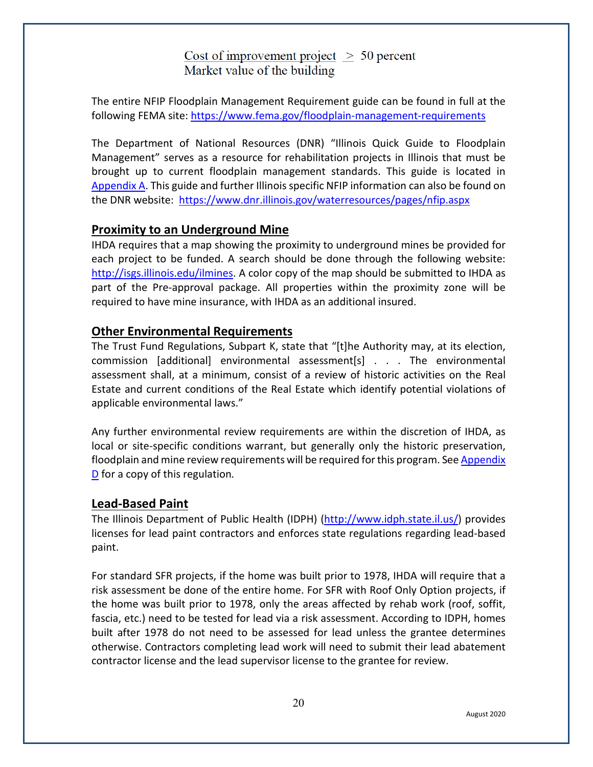$$\frac{\text{Cost of improvement project}}{\text{Market value of the building}} \geq 50 \text{ percent}$$

The entire NFIP Floodplain Management Requirement guide can be found in full at the following FEMA site: https://www.fema.gov/floodplain-management-requirements

The Department of National Resources (DNR) "Illinois Quick Guide to Floodplain Management" serves as a resource for rehabilitation projects in Illinois that must be brought up to current floodplain management standards. This guide is located in Appendix A. This guide and further Illinois specific NFIP information can also be found on the DNR website: https://www.dnr.illinois.gov/waterresources/pages/nfip.aspx

## Proximity to an Underground Mine

IHDA requires that a map showing the proximity to underground mines be provided for each project to be funded. A search should be done through the following website: http://isgs.illinois.edu/ilmines. A color copy of the map should be submitted to IHDA as part of the Pre-approval package. All properties within the proximity zone will be required to have mine insurance, with IHDA as an additional insured.

## Other Environmental Requirements

The Trust Fund Regulations, Subpart K, state that "[t]he Authority may, at its election, commission [additional] environmental assessment[s] . . . The environmental assessment shall, at a minimum, consist of a review of historic activities on the Real Estate and current conditions of the Real Estate which identify potential violations of applicable environmental laws."

Any further environmental review requirements are within the discretion of IHDA, as local or site-specific conditions warrant, but generally only the historic preservation, floodplain and mine review requirements will be required for this program. See Appendix D for a copy of this regulation.

## Lead-Based Paint

The Illinois Department of Public Health (IDPH) (http://www.idph.state.il.us/) provides licenses for lead paint contractors and enforces state regulations regarding lead-based paint.

For standard SFR projects, if the home was built prior to 1978, IHDA will require that a risk assessment be done of the entire home. For SFR with Roof Only Option projects, if the home was built prior to 1978, only the areas affected by rehab work (roof, soffit, fascia, etc.) need to be tested for lead via a risk assessment. According to IDPH, homes built after 1978 do not need to be assessed for lead unless the grantee determines otherwise. Contractors completing lead work will need to submit their lead abatement contractor license and the lead supervisor license to the grantee for review.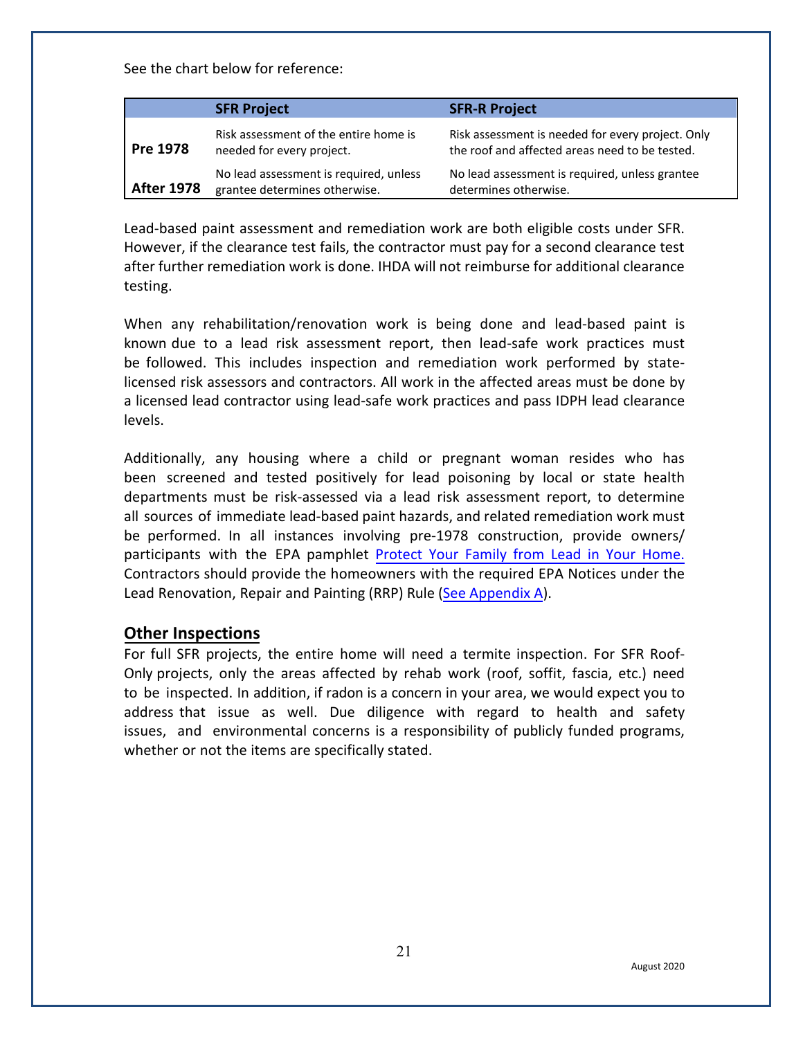See the chart below for reference:

| | SFR Project | SFR-R Project |
|---|---|---|
| **Pre 1978** | Risk assessment of the entire home is needed for every project. | Risk assessment is needed for every project. Only the roof and affected areas need to be tested. |
| **After 1978** | No lead assessment is required, unless grantee determines otherwise. | No lead assessment is required, unless grantee determines otherwise. |

Lead-based paint assessment and remediation work are both eligible costs under SFR. However, if the clearance test fails, the contractor must pay for a second clearance test after further remediation work is done. IHDA will not reimburse for additional clearance testing.

When any rehabilitation/renovation work is being done and lead-based paint is known due to a lead risk assessment report, then lead-safe work practices must be followed. This includes inspection and remediation work performed by state-licensed risk assessors and contractors. All work in the affected areas must be done by a licensed lead contractor using lead-safe work practices and pass IDPH lead clearance levels.

Additionally, any housing where a child or pregnant woman resides who has been screened and tested positively for lead poisoning by local or state health departments must be risk-assessed via a lead risk assessment report, to determine all sources of immediate lead-based paint hazards, and related remediation work must be performed. In all instances involving pre-1978 construction, provide owners/participants with the EPA pamphlet Protect Your Family from Lead in Your Home. Contractors should provide the homeowners with the required EPA Notices under the Lead Renovation, Repair and Painting (RRP) Rule (See Appendix A).

## Other Inspections

For full SFR projects, the entire home will need a termite inspection. For SFR Roof-Only projects, only the areas affected by rehab work (roof, soffit, fascia, etc.) need to be inspected. In addition, if radon is a concern in your area, we would expect you to address that issue as well. Due diligence with regard to health and safety issues, and environmental concerns is a responsibility of publicly funded programs, whether or not the items are specifically stated.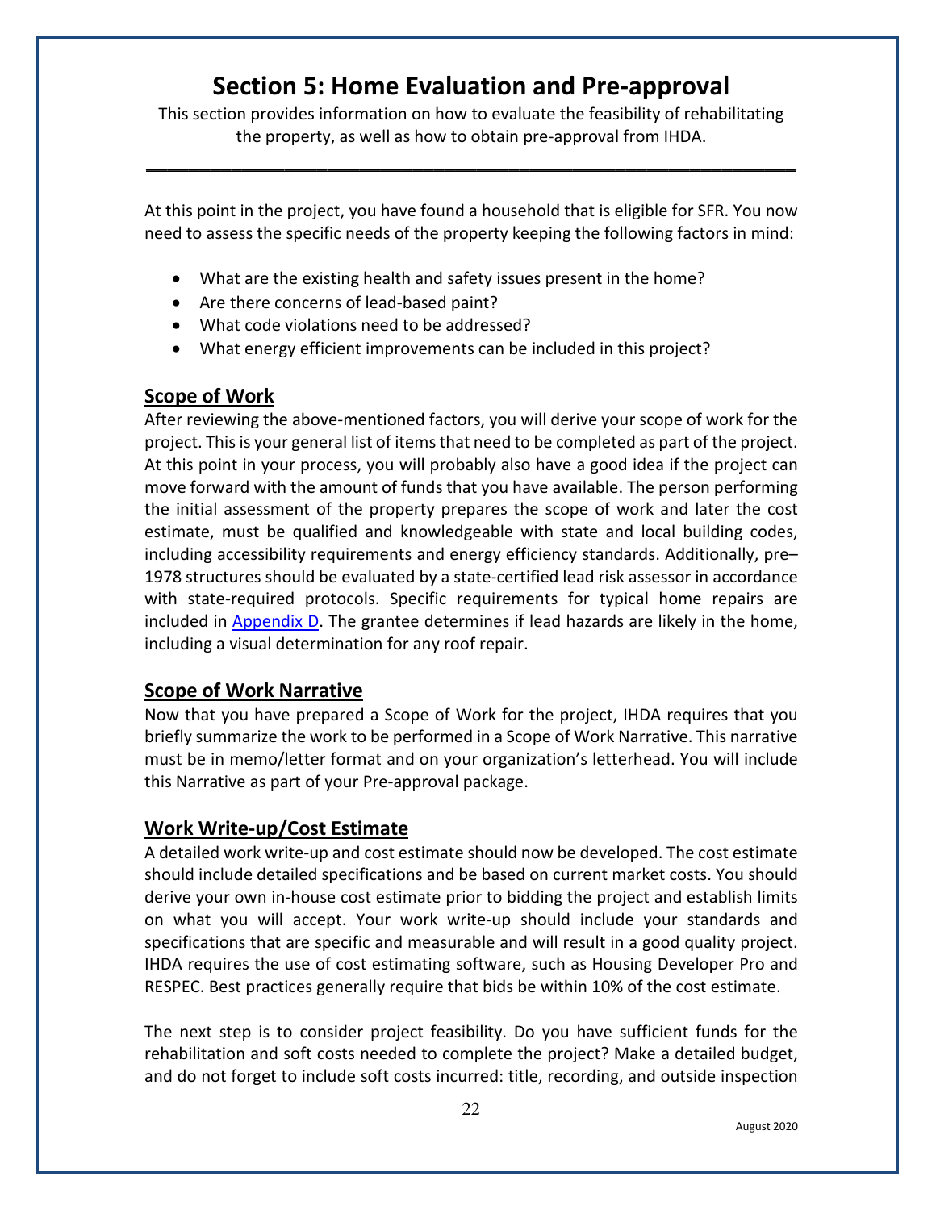# Section 5: Home Evaluation and Pre-approval

This section provides information on how to evaluate the feasibility of rehabilitating the property, as well as how to obtain pre-approval from IHDA.

---

At this point in the project, you have found a household that is eligible for SFR. You now need to assess the specific needs of the property keeping the following factors in mind:

- What are the existing health and safety issues present in the home?
- Are there concerns of lead-based paint?
- What code violations need to be addressed?
- What energy efficient improvements can be included in this project?

## Scope of Work

After reviewing the above-mentioned factors, you will derive your scope of work for the project. This is your general list of items that need to be completed as part of the project. At this point in your process, you will probably also have a good idea if the project can move forward with the amount of funds that you have available. The person performing the initial assessment of the property prepares the scope of work and later the cost estimate, must be qualified and knowledgeable with state and local building codes, including accessibility requirements and energy efficiency standards. Additionally, pre–1978 structures should be evaluated by a state-certified lead risk assessor in accordance with state-required protocols. Specific requirements for typical home repairs are included in [Appendix D](). The grantee determines if lead hazards are likely in the home, including a visual determination for any roof repair.

## Scope of Work Narrative

Now that you have prepared a Scope of Work for the project, IHDA requires that you briefly summarize the work to be performed in a Scope of Work Narrative. This narrative must be in memo/letter format and on your organization's letterhead. You will include this Narrative as part of your Pre-approval package.

## Work Write-up/Cost Estimate

A detailed work write-up and cost estimate should now be developed. The cost estimate should include detailed specifications and be based on current market costs. You should derive your own in-house cost estimate prior to bidding the project and establish limits on what you will accept. Your work write-up should include your standards and specifications that are specific and measurable and will result in a good quality project. IHDA requires the use of cost estimating software, such as Housing Developer Pro and RESPEC. Best practices generally require that bids be within 10% of the cost estimate.

The next step is to consider project feasibility. Do you have sufficient funds for the rehabilitation and soft costs needed to complete the project? Make a detailed budget, and do not forget to include soft costs incurred: title, recording, and outside inspection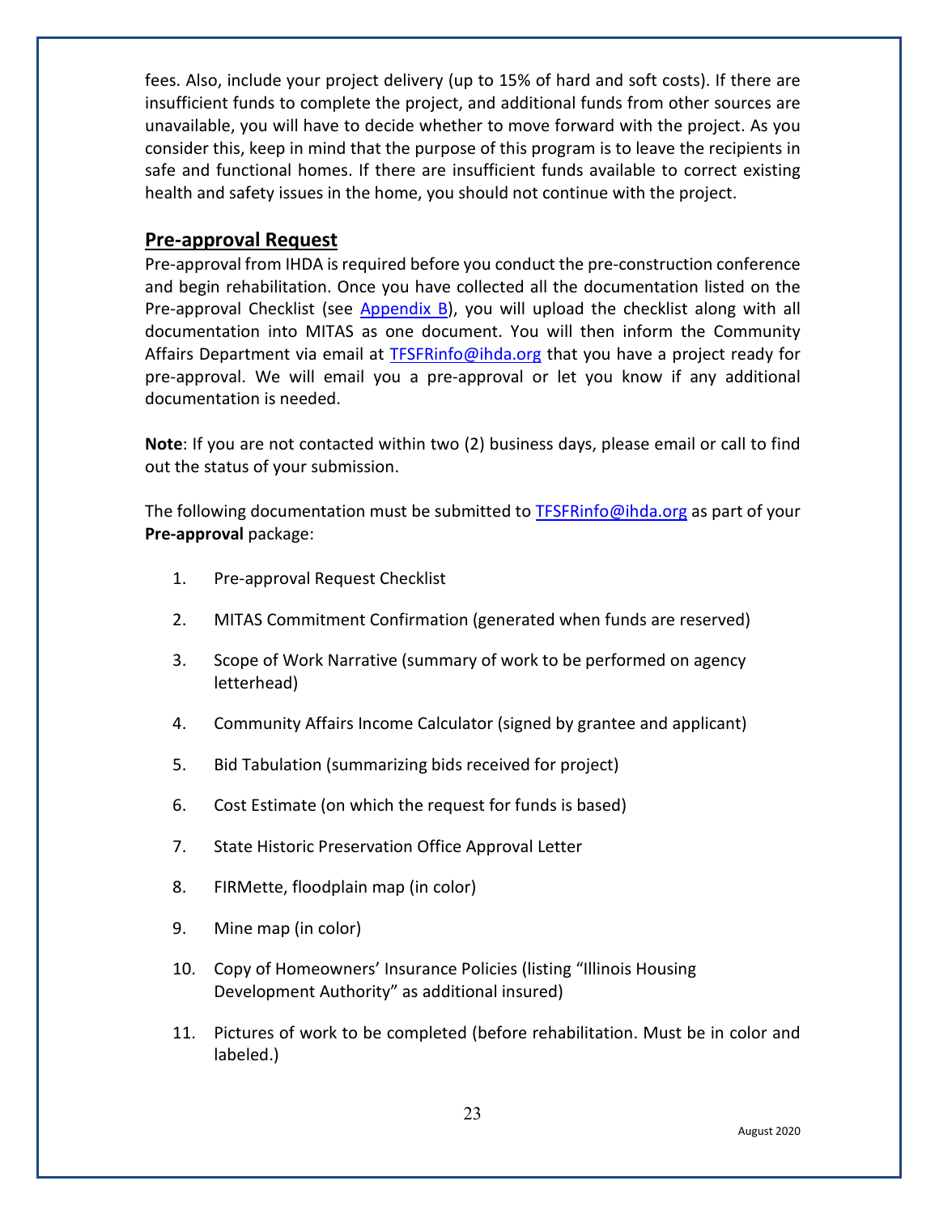fees. Also, include your project delivery (up to 15% of hard and soft costs). If there are insufficient funds to complete the project, and additional funds from other sources are unavailable, you will have to decide whether to move forward with the project. As you consider this, keep in mind that the purpose of this program is to leave the recipients in safe and functional homes. If there are insufficient funds available to correct existing health and safety issues in the home, you should not continue with the project.

## Pre-approval Request

Pre-approval from IHDA is required before you conduct the pre-construction conference and begin rehabilitation. Once you have collected all the documentation listed on the Pre-approval Checklist (see Appendix B), you will upload the checklist along with all documentation into MITAS as one document. You will then inform the Community Affairs Department via email at TFSFRinfo@ihda.org that you have a project ready for pre-approval. We will email you a pre-approval or let you know if any additional documentation is needed.

**Note**: If you are not contacted within two (2) business days, please email or call to find out the status of your submission.

The following documentation must be submitted to TFSFRinfo@ihda.org as part of your **Pre-approval** package:

1. Pre-approval Request Checklist
2. MITAS Commitment Confirmation (generated when funds are reserved)
3. Scope of Work Narrative (summary of work to be performed on agency letterhead)
4. Community Affairs Income Calculator (signed by grantee and applicant)
5. Bid Tabulation (summarizing bids received for project)
6. Cost Estimate (on which the request for funds is based)
7. State Historic Preservation Office Approval Letter
8. FIRMette, floodplain map (in color)
9. Mine map (in color)
10. Copy of Homeowners' Insurance Policies (listing "Illinois Housing Development Authority" as additional insured)
11. Pictures of work to be completed (before rehabilitation. Must be in color and labeled.)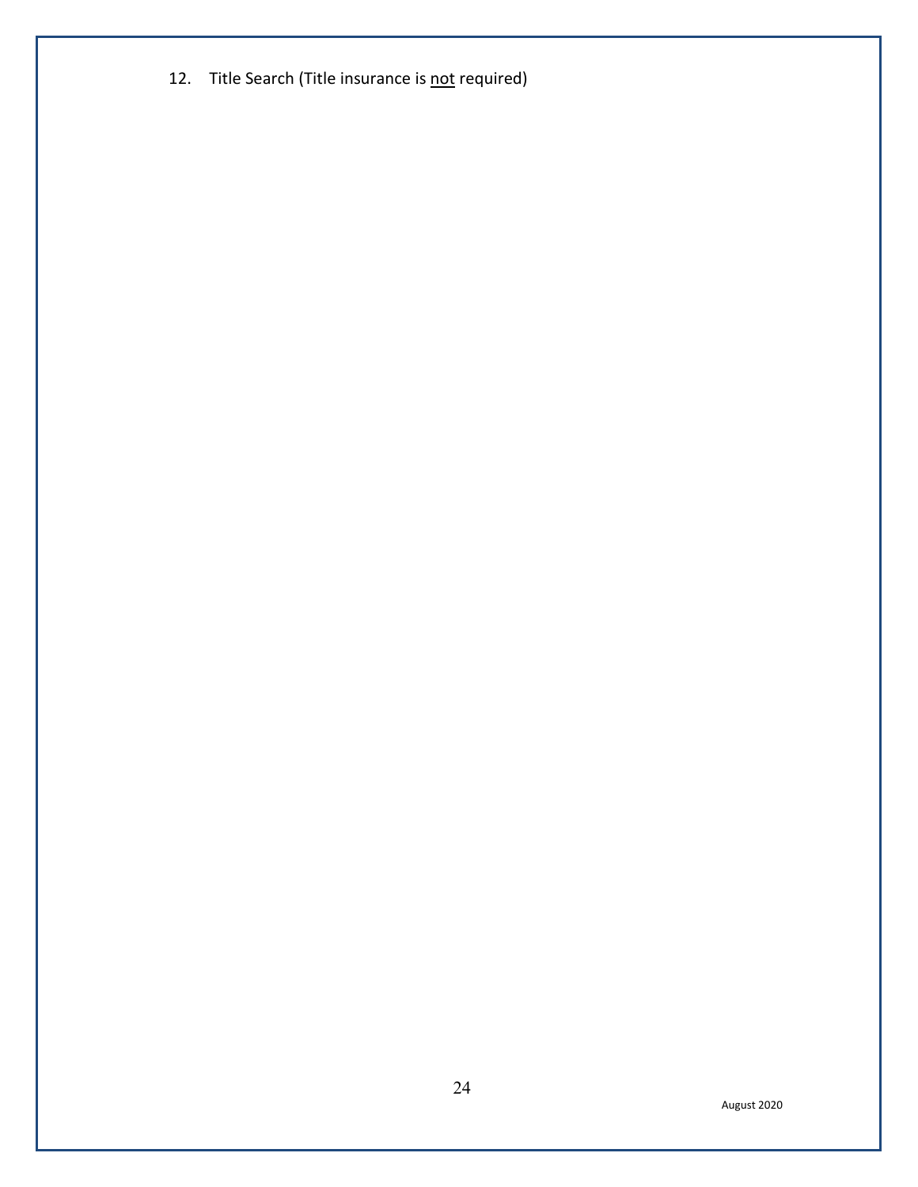12. Title Search (Title insurance is <u>not</u> required)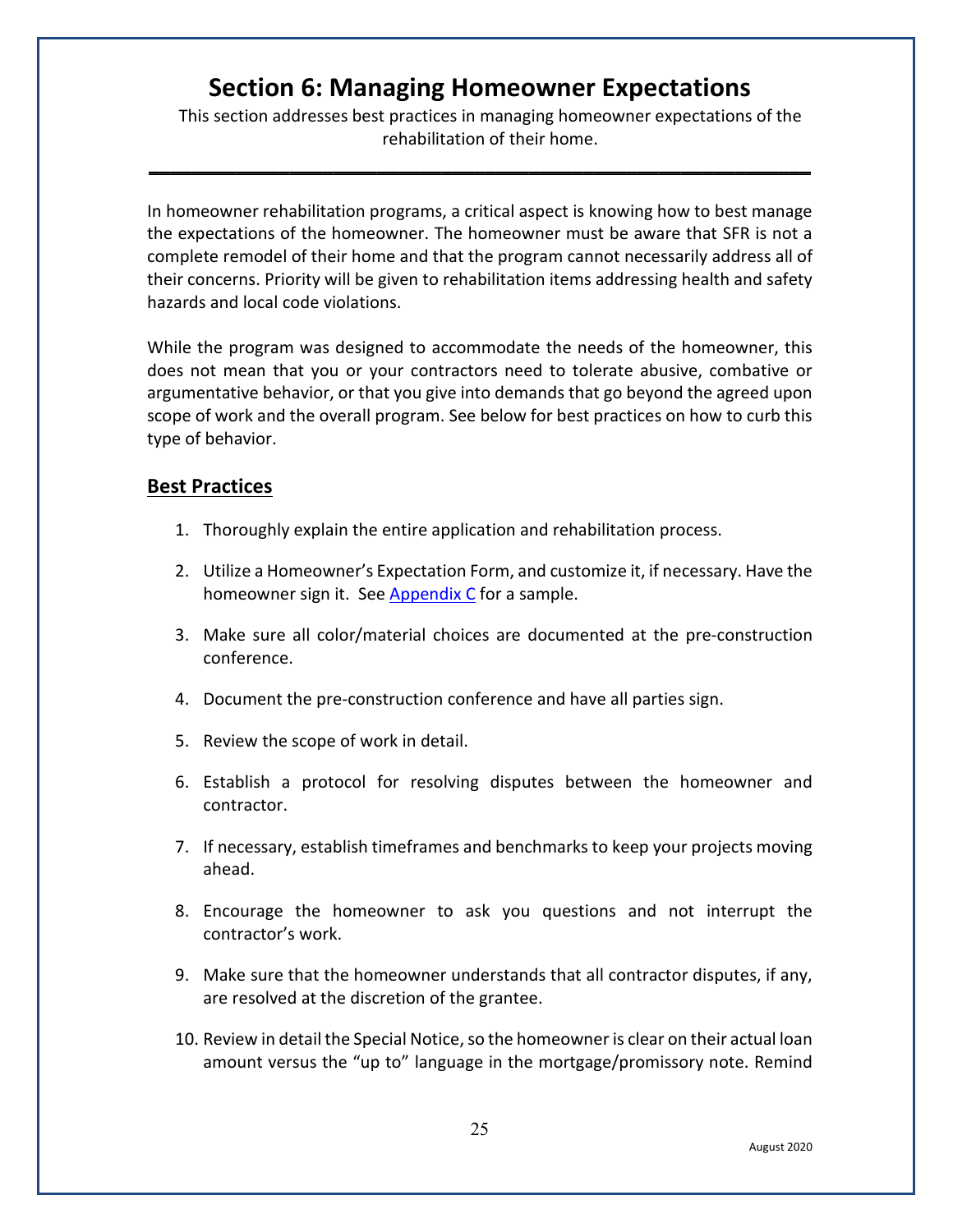# Section 6: Managing Homeowner Expectations

This section addresses best practices in managing homeowner expectations of the rehabilitation of their home.

---

In homeowner rehabilitation programs, a critical aspect is knowing how to best manage the expectations of the homeowner. The homeowner must be aware that SFR is not a complete remodel of their home and that the program cannot necessarily address all of their concerns. Priority will be given to rehabilitation items addressing health and safety hazards and local code violations.

While the program was designed to accommodate the needs of the homeowner, this does not mean that you or your contractors need to tolerate abusive, combative or argumentative behavior, or that you give into demands that go beyond the agreed upon scope of work and the overall program. See below for best practices on how to curb this type of behavior.

## Best Practices

1. Thoroughly explain the entire application and rehabilitation process.
2. Utilize a Homeowner's Expectation Form, and customize it, if necessary. Have the homeowner sign it. See Appendix C for a sample.
3. Make sure all color/material choices are documented at the pre-construction conference.
4. Document the pre-construction conference and have all parties sign.
5. Review the scope of work in detail.
6. Establish a protocol for resolving disputes between the homeowner and contractor.
7. If necessary, establish timeframes and benchmarks to keep your projects moving ahead.
8. Encourage the homeowner to ask you questions and not interrupt the contractor's work.
9. Make sure that the homeowner understands that all contractor disputes, if any, are resolved at the discretion of the grantee.
10. Review in detail the Special Notice, so the homeowner is clear on their actual loan amount versus the "up to" language in the mortgage/promissory note. Remind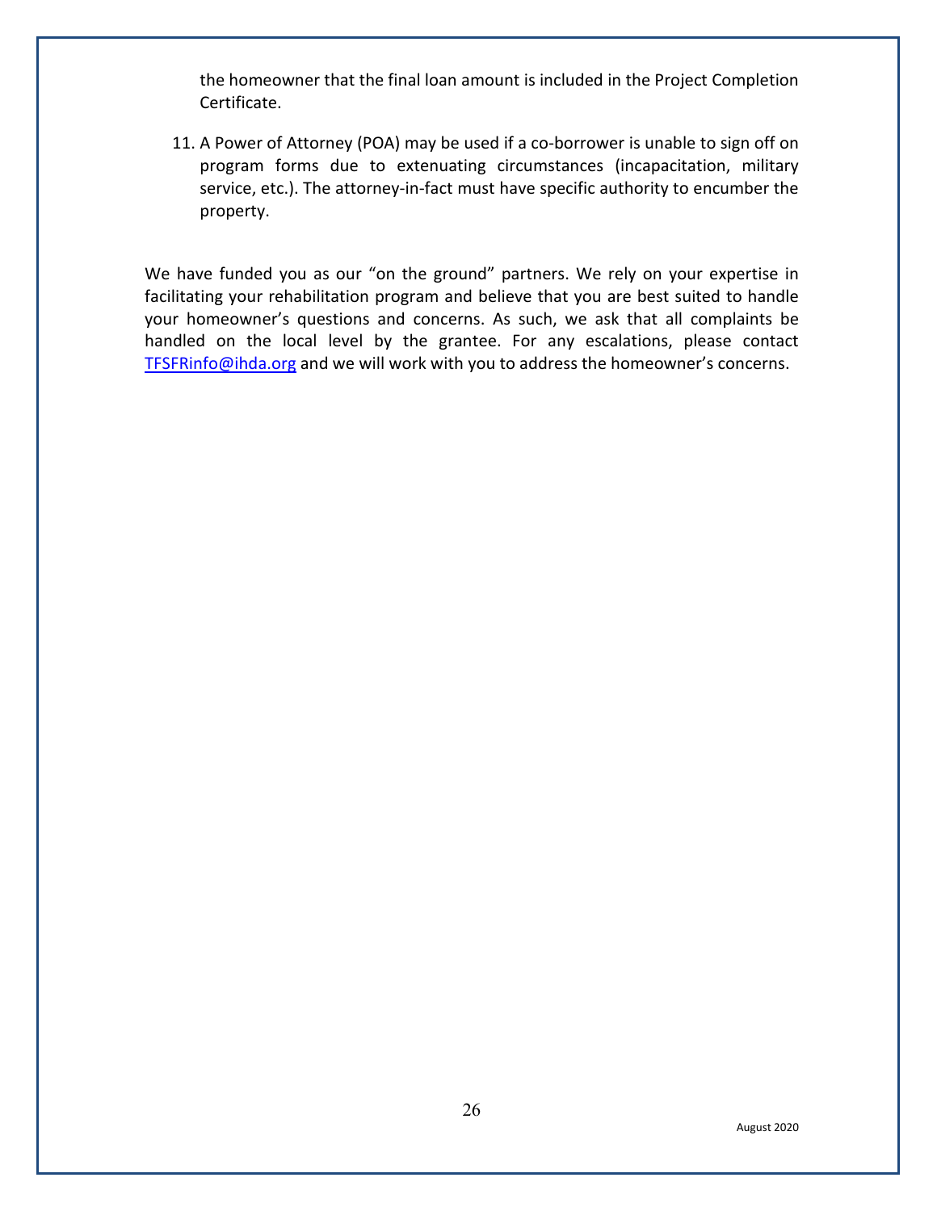the homeowner that the final loan amount is included in the Project Completion Certificate.

11. A Power of Attorney (POA) may be used if a co-borrower is unable to sign off on program forms due to extenuating circumstances (incapacitation, military service, etc.). The attorney-in-fact must have specific authority to encumber the property.

We have funded you as our "on the ground" partners. We rely on your expertise in facilitating your rehabilitation program and believe that you are best suited to handle your homeowner's questions and concerns. As such, we ask that all complaints be handled on the local level by the grantee. For any escalations, please contact TFSFRinfo@ihda.org and we will work with you to address the homeowner's concerns.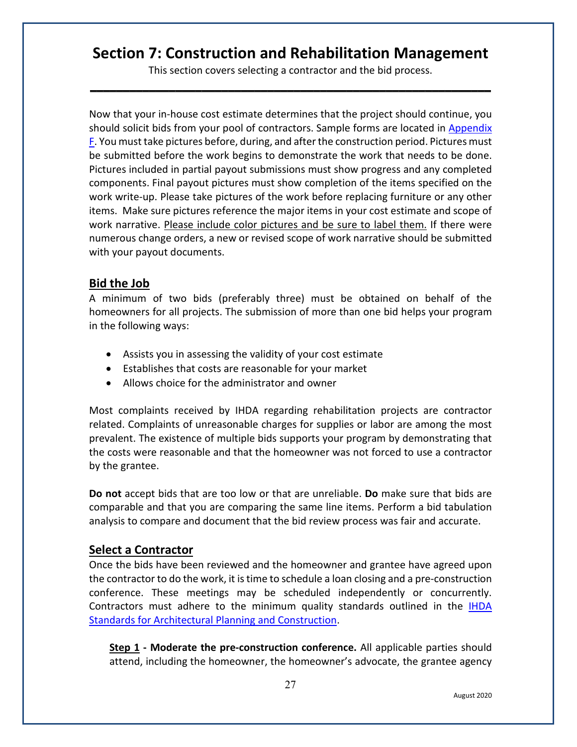# Section 7: Construction and Rehabilitation Management

This section covers selecting a contractor and the bid process.

---

Now that your in-house cost estimate determines that the project should continue, you should solicit bids from your pool of contractors. Sample forms are located in Appendix F. You must take pictures before, during, and after the construction period. Pictures must be submitted before the work begins to demonstrate the work that needs to be done. Pictures included in partial payout submissions must show progress and any completed components. Final payout pictures must show completion of the items specified on the work write-up. Please take pictures of the work before replacing furniture or any other items. Make sure pictures reference the major items in your cost estimate and scope of work narrative. Please include color pictures and be sure to label them. If there were numerous change orders, a new or revised scope of work narrative should be submitted with your payout documents.

## Bid the Job

A minimum of two bids (preferably three) must be obtained on behalf of the homeowners for all projects. The submission of more than one bid helps your program in the following ways:

- Assists you in assessing the validity of your cost estimate
- Establishes that costs are reasonable for your market
- Allows choice for the administrator and owner

Most complaints received by IHDA regarding rehabilitation projects are contractor related. Complaints of unreasonable charges for supplies or labor are among the most prevalent. The existence of multiple bids supports your program by demonstrating that the costs were reasonable and that the homeowner was not forced to use a contractor by the grantee.

**Do not** accept bids that are too low or that are unreliable. **Do** make sure that bids are comparable and that you are comparing the same line items. Perform a bid tabulation analysis to compare and document that the bid review process was fair and accurate.

## Select a Contractor

Once the bids have been reviewed and the homeowner and grantee have agreed upon the contractor to do the work, it is time to schedule a loan closing and a pre-construction conference. These meetings may be scheduled independently or concurrently. Contractors must adhere to the minimum quality standards outlined in the IHDA Standards for Architectural Planning and Construction.

**Step 1 - Moderate the pre-construction conference.** All applicable parties should attend, including the homeowner, the homeowner's advocate, the grantee agency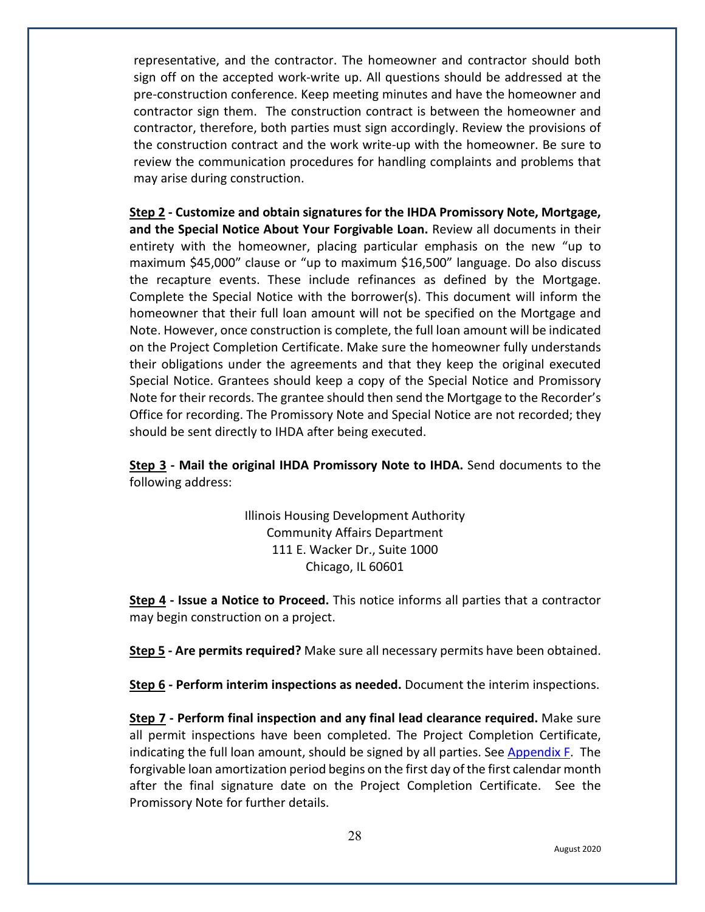representative, and the contractor. The homeowner and contractor should both sign off on the accepted work-write up. All questions should be addressed at the pre-construction conference. Keep meeting minutes and have the homeowner and contractor sign them. The construction contract is between the homeowner and contractor, therefore, both parties must sign accordingly. Review the provisions of the construction contract and the work write-up with the homeowner. Be sure to review the communication procedures for handling complaints and problems that may arise during construction.

**Step 2 - Customize and obtain signatures for the IHDA Promissory Note, Mortgage, and the Special Notice About Your Forgivable Loan.** Review all documents in their entirety with the homeowner, placing particular emphasis on the new "up to maximum $45,000" clause or "up to maximum $16,500" language. Do also discuss the recapture events. These include refinances as defined by the Mortgage. Complete the Special Notice with the borrower(s). This document will inform the homeowner that their full loan amount will not be specified on the Mortgage and Note. However, once construction is complete, the full loan amount will be indicated on the Project Completion Certificate. Make sure the homeowner fully understands their obligations under the agreements and that they keep the original executed Special Notice. Grantees should keep a copy of the Special Notice and Promissory Note for their records. The grantee should then send the Mortgage to the Recorder's Office for recording. The Promissory Note and Special Notice are not recorded; they should be sent directly to IHDA after being executed.

**Step 3 - Mail the original IHDA Promissory Note to IHDA.** Send documents to the following address:

Illinois Housing Development Authority
Community Affairs Department
111 E. Wacker Dr., Suite 1000
Chicago, IL 60601

**Step 4 - Issue a Notice to Proceed.** This notice informs all parties that a contractor may begin construction on a project.

**Step 5 - Are permits required?** Make sure all necessary permits have been obtained.

**Step 6 - Perform interim inspections as needed.** Document the interim inspections.

**Step 7 - Perform final inspection and any final lead clearance required.** Make sure all permit inspections have been completed. The Project Completion Certificate, indicating the full loan amount, should be signed by all parties. See Appendix F. The forgivable loan amortization period begins on the first day of the first calendar month after the final signature date on the Project Completion Certificate. See the Promissory Note for further details.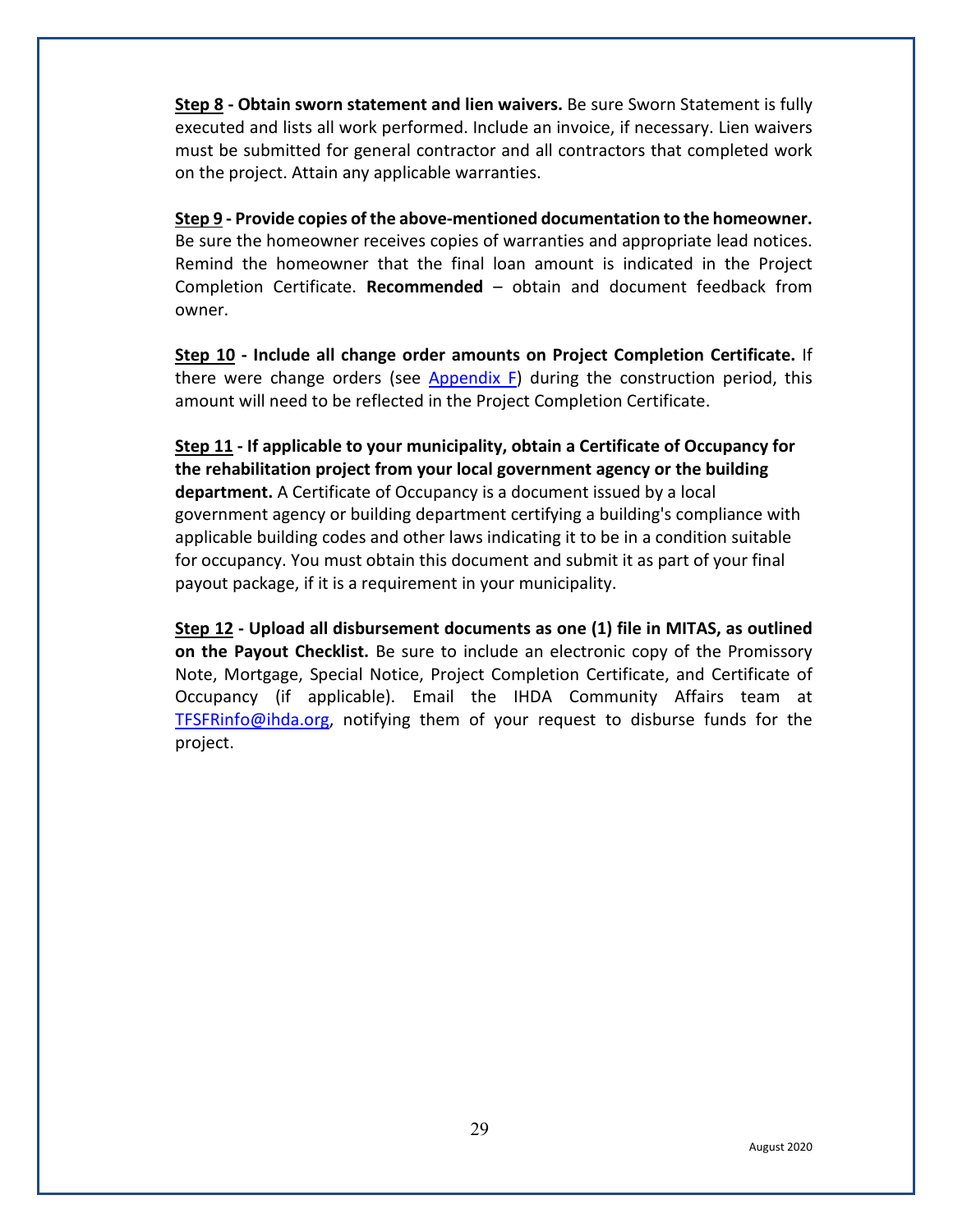**<u>Step 8</u> - Obtain sworn statement and lien waivers.** Be sure Sworn Statement is fully executed and lists all work performed. Include an invoice, if necessary. Lien waivers must be submitted for general contractor and all contractors that completed work on the project. Attain any applicable warranties.

**<u>Step 9</u> - Provide copies of the above-mentioned documentation to the homeowner.** Be sure the homeowner receives copies of warranties and appropriate lead notices. Remind the homeowner that the final loan amount is indicated in the Project Completion Certificate. **Recommended** – obtain and document feedback from owner.

**<u>Step 10</u> - Include all change order amounts on Project Completion Certificate.** If there were change orders (see Appendix F) during the construction period, this amount will need to be reflected in the Project Completion Certificate.

**<u>Step 11</u> - If applicable to your municipality, obtain a Certificate of Occupancy for the rehabilitation project from your local government agency or the building department.** A Certificate of Occupancy is a document issued by a local government agency or building department certifying a building's compliance with applicable building codes and other laws indicating it to be in a condition suitable for occupancy. You must obtain this document and submit it as part of your final payout package, if it is a requirement in your municipality.

**<u>Step 12</u> - Upload all disbursement documents as one (1) file in MITAS, as outlined on the Payout Checklist.** Be sure to include an electronic copy of the Promissory Note, Mortgage, Special Notice, Project Completion Certificate, and Certificate of Occupancy (if applicable). Email the IHDA Community Affairs team at TFSFRinfo@ihda.org, notifying them of your request to disburse funds for the project.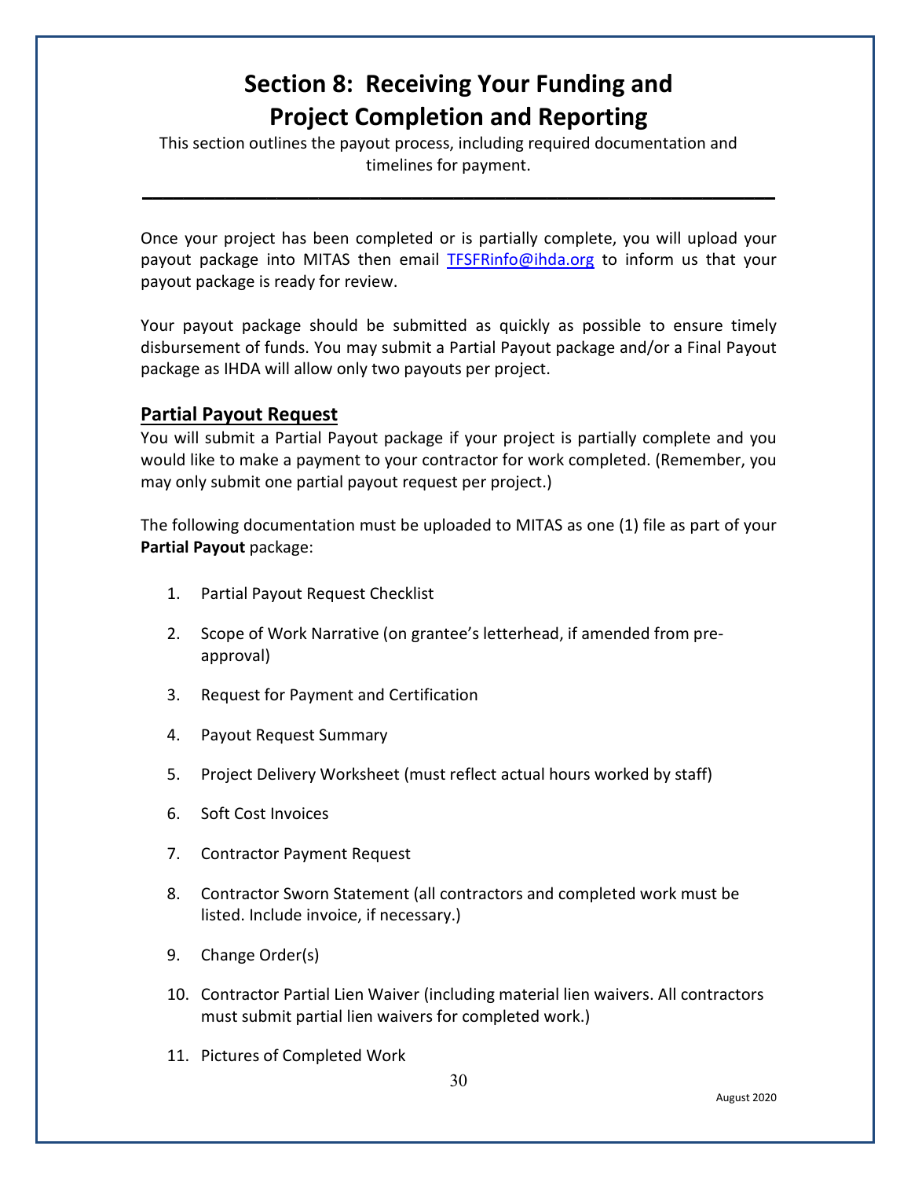# Section 8: Receiving Your Funding and Project Completion and Reporting

This section outlines the payout process, including required documentation and timelines for payment.

---

Once your project has been completed or is partially complete, you will upload your payout package into MITAS then email [TFSFRinfo@ihda.org](mailto:TFSFRinfo@ihda.org) to inform us that your payout package is ready for review.

Your payout package should be submitted as quickly as possible to ensure timely disbursement of funds. You may submit a Partial Payout package and/or a Final Payout package as IHDA will allow only two payouts per project.

## Partial Payout Request

You will submit a Partial Payout package if your project is partially complete and you would like to make a payment to your contractor for work completed. (Remember, you may only submit one partial payout request per project.)

The following documentation must be uploaded to MITAS as one (1) file as part of your **Partial Payout** package:

1. Partial Payout Request Checklist
2. Scope of Work Narrative (on grantee's letterhead, if amended from pre-approval)
3. Request for Payment and Certification
4. Payout Request Summary
5. Project Delivery Worksheet (must reflect actual hours worked by staff)
6. Soft Cost Invoices
7. Contractor Payment Request
8. Contractor Sworn Statement (all contractors and completed work must be listed. Include invoice, if necessary.)
9. Change Order(s)
10. Contractor Partial Lien Waiver (including material lien waivers. All contractors must submit partial lien waivers for completed work.)
11. Pictures of Completed Work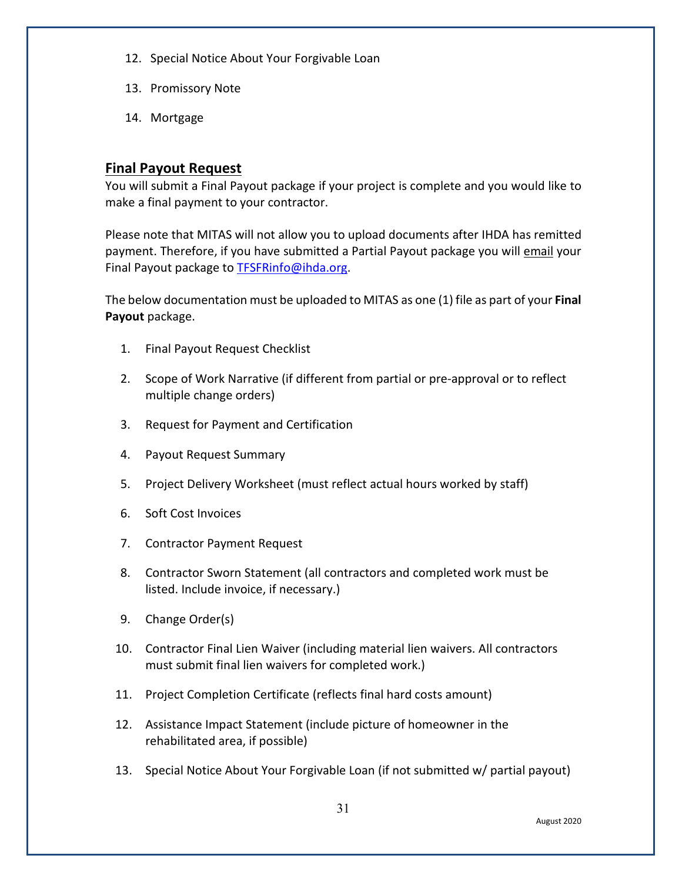12. Special Notice About Your Forgivable Loan

13. Promissory Note

14. Mortgage

## **Final Payout Request**

You will submit a Final Payout package if your project is complete and you would like to make a final payment to your contractor.

Please note that MITAS will not allow you to upload documents after IHDA has remitted payment. Therefore, if you have submitted a Partial Payout package you will email your Final Payout package to TFSFRinfo@ihda.org.

The below documentation must be uploaded to MITAS as one (1) file as part of your **Final Payout** package.

1. Final Payout Request Checklist

2. Scope of Work Narrative (if different from partial or pre-approval or to reflect multiple change orders)

3. Request for Payment and Certification

4. Payout Request Summary

5. Project Delivery Worksheet (must reflect actual hours worked by staff)

6. Soft Cost Invoices

7. Contractor Payment Request

8. Contractor Sworn Statement (all contractors and completed work must be listed. Include invoice, if necessary.)

9. Change Order(s)

10. Contractor Final Lien Waiver (including material lien waivers. All contractors must submit final lien waivers for completed work.)

11. Project Completion Certificate (reflects final hard costs amount)

12. Assistance Impact Statement (include picture of homeowner in the rehabilitated area, if possible)

13. Special Notice About Your Forgivable Loan (if not submitted w/ partial payout)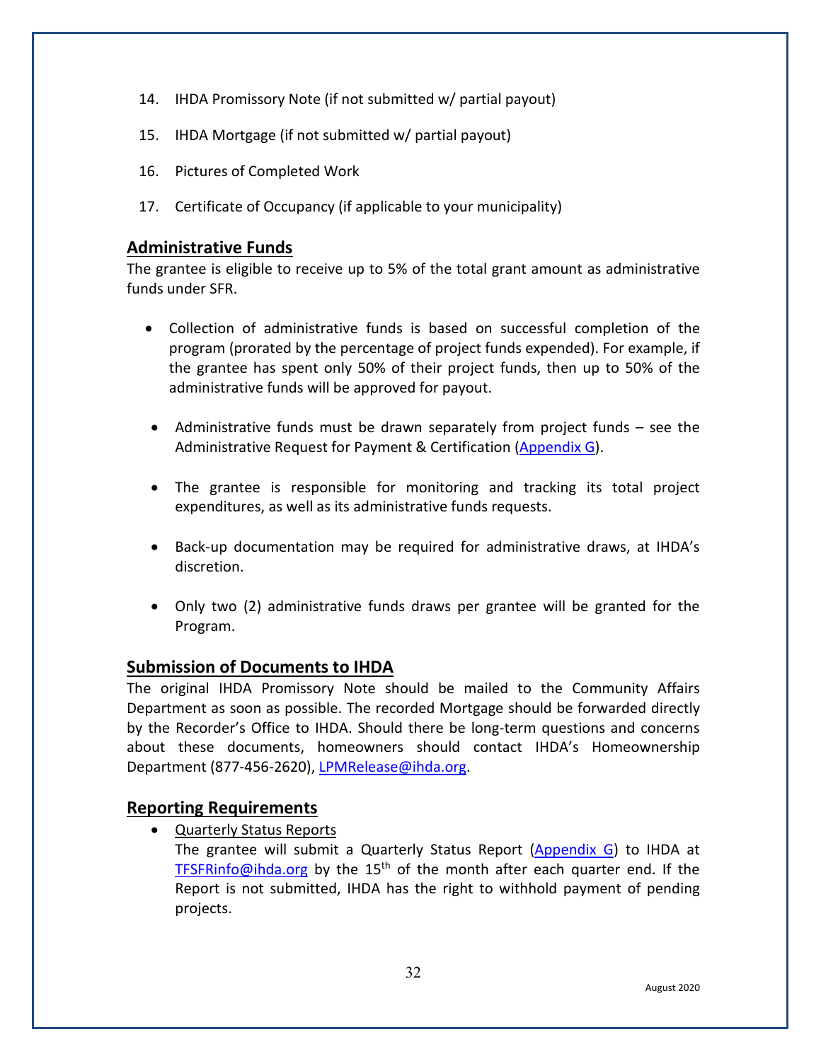14. IHDA Promissory Note (if not submitted w/ partial payout)
15. IHDA Mortgage (if not submitted w/ partial payout)
16. Pictures of Completed Work
17. Certificate of Occupancy (if applicable to your municipality)

## Administrative Funds

The grantee is eligible to receive up to 5% of the total grant amount as administrative funds under SFR.

- Collection of administrative funds is based on successful completion of the program (prorated by the percentage of project funds expended). For example, if the grantee has spent only 50% of their project funds, then up to 50% of the administrative funds will be approved for payout.
- Administrative funds must be drawn separately from project funds – see the Administrative Request for Payment & Certification (Appendix G).
- The grantee is responsible for monitoring and tracking its total project expenditures, as well as its administrative funds requests.
- Back-up documentation may be required for administrative draws, at IHDA's discretion.
- Only two (2) administrative funds draws per grantee will be granted for the Program.

## Submission of Documents to IHDA

The original IHDA Promissory Note should be mailed to the Community Affairs Department as soon as possible. The recorded Mortgage should be forwarded directly by the Recorder's Office to IHDA. Should there be long-term questions and concerns about these documents, homeowners should contact IHDA's Homeownership Department (877-456-2620), LPMRelease@ihda.org.

## Reporting Requirements

- Quarterly Status Reports

  The grantee will submit a Quarterly Status Report (Appendix G) to IHDA at TFSFRinfo@ihda.org by the 15th of the month after each quarter end. If the Report is not submitted, IHDA has the right to withhold payment of pending projects.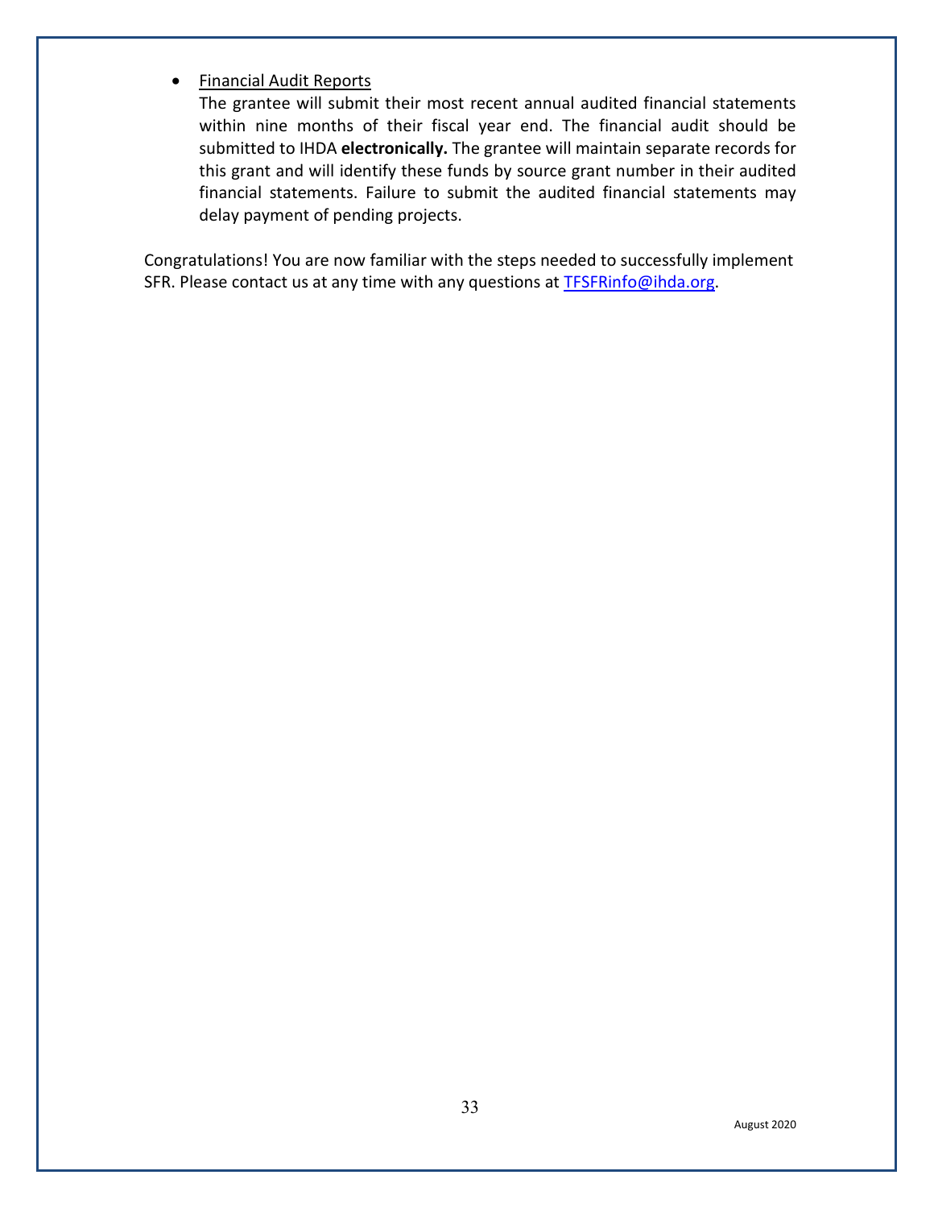- Financial Audit Reports

  The grantee will submit their most recent annual audited financial statements within nine months of their fiscal year end. The financial audit should be submitted to IHDA **electronically.** The grantee will maintain separate records for this grant and will identify these funds by source grant number in their audited financial statements. Failure to submit the audited financial statements may delay payment of pending projects.

Congratulations! You are now familiar with the steps needed to successfully implement SFR. Please contact us at any time with any questions at TFSFRinfo@ihda.org.